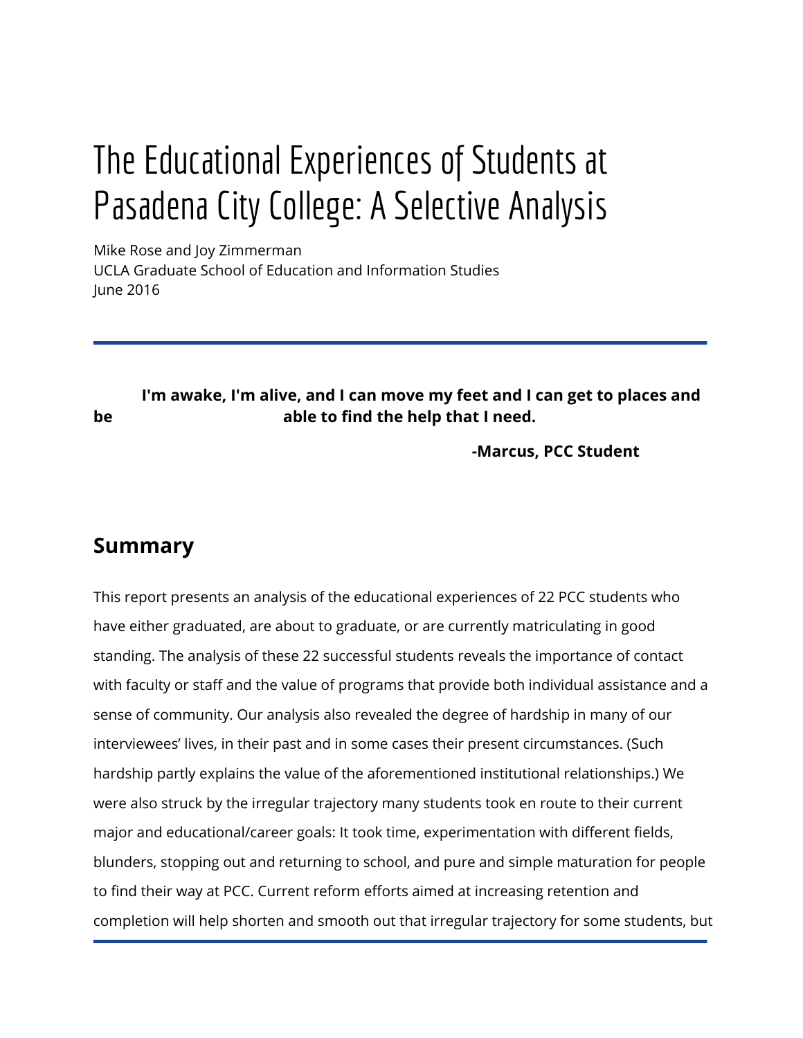# The Educational Experiences of Students at Pasadena City College: A Selective Analysis

Mike Rose and Joy Zimmerman
UCLA Graduate School of Education and Information Studies
June 2016

---

> **I'm awake, I'm alive, and I can move my feet and I can get to places and be able to find the help that I need.**
>
> **-Marcus, PCC Student**

## Summary

This report presents an analysis of the educational experiences of 22 PCC students who have either graduated, are about to graduate, or are currently matriculating in good standing. The analysis of these 22 successful students reveals the importance of contact with faculty or staff and the value of programs that provide both individual assistance and a sense of community. Our analysis also revealed the degree of hardship in many of our interviewees' lives, in their past and in some cases their present circumstances. (Such hardship partly explains the value of the aforementioned institutional relationships.) We were also struck by the irregular trajectory many students took en route to their current major and educational/career goals: It took time, experimentation with different fields, blunders, stopping out and returning to school, and pure and simple maturation for people to find their way at PCC. Current reform efforts aimed at increasing retention and completion will help shorten and smooth out that irregular trajectory for some students, but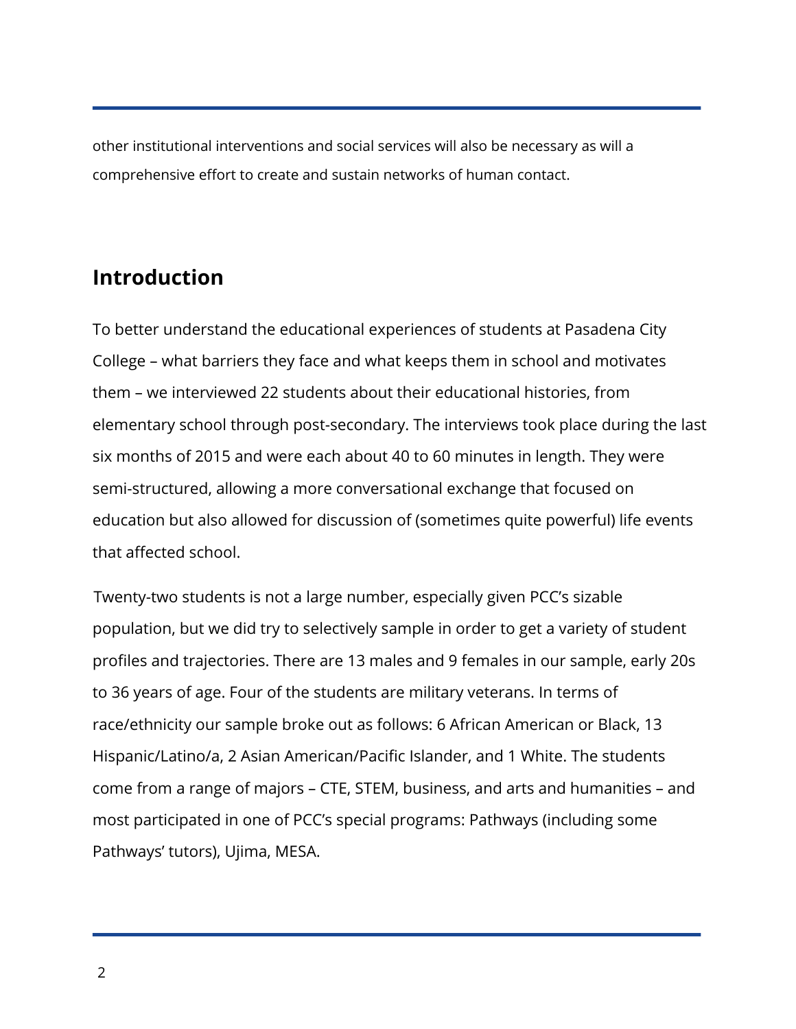other institutional interventions and social services will also be necessary as will a comprehensive effort to create and sustain networks of human contact.

## Introduction

To better understand the educational experiences of students at Pasadena City College – what barriers they face and what keeps them in school and motivates them – we interviewed 22 students about their educational histories, from elementary school through post-secondary. The interviews took place during the last six months of 2015 and were each about 40 to 60 minutes in length. They were semi-structured, allowing a more conversational exchange that focused on education but also allowed for discussion of (sometimes quite powerful) life events that affected school.

Twenty-two students is not a large number, especially given PCC's sizable population, but we did try to selectively sample in order to get a variety of student profiles and trajectories. There are 13 males and 9 females in our sample, early 20s to 36 years of age. Four of the students are military veterans. In terms of race/ethnicity our sample broke out as follows: 6 African American or Black, 13 Hispanic/Latino/a, 2 Asian American/Pacific Islander, and 1 White. The students come from a range of majors – CTE, STEM, business, and arts and humanities – and most participated in one of PCC's special programs: Pathways (including some Pathways' tutors), Ujima, MESA.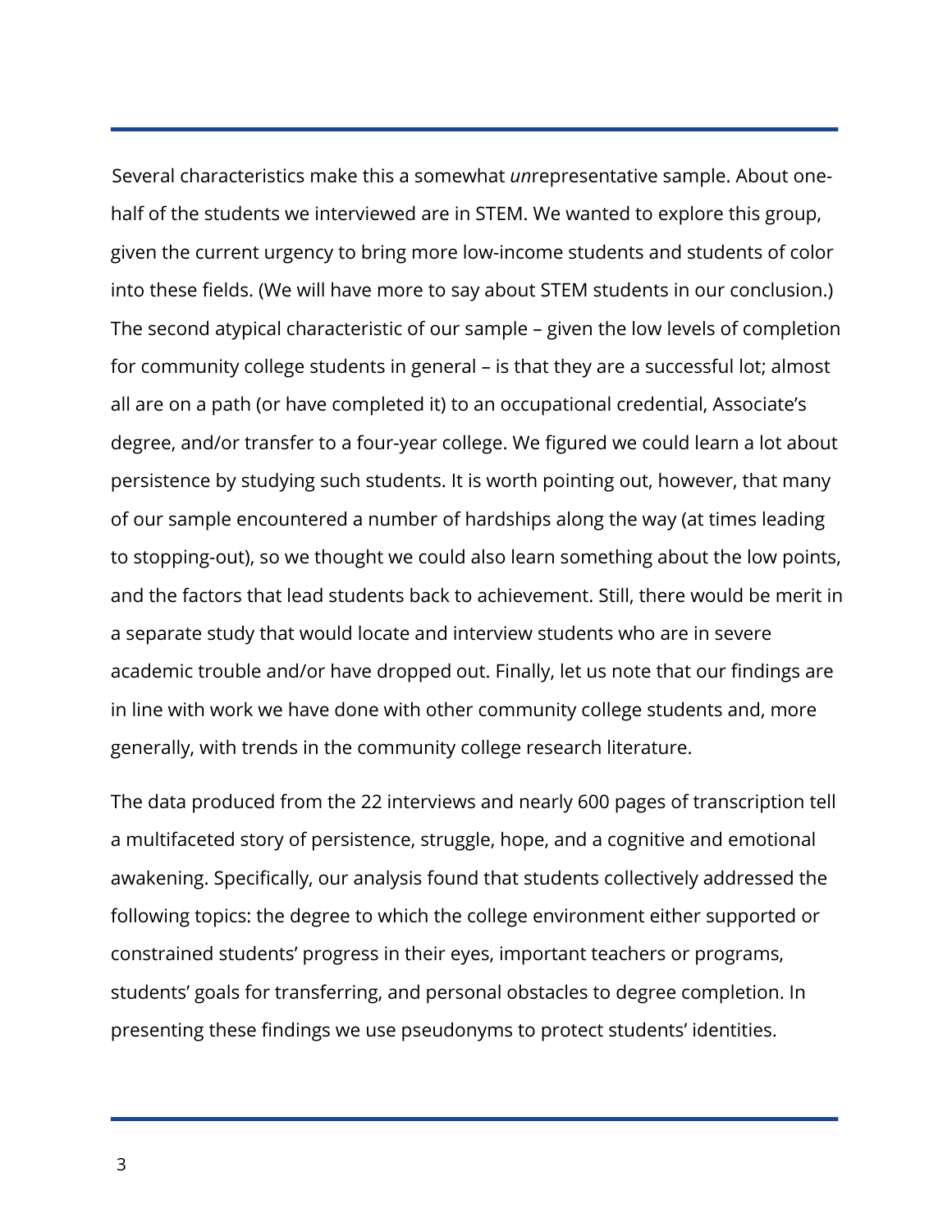Several characteristics make this a somewhat *un*representative sample. About one-half of the students we interviewed are in STEM. We wanted to explore this group, given the current urgency to bring more low-income students and students of color into these fields. (We will have more to say about STEM students in our conclusion.) The second atypical characteristic of our sample – given the low levels of completion for community college students in general – is that they are a successful lot; almost all are on a path (or have completed it) to an occupational credential, Associate's degree, and/or transfer to a four-year college. We figured we could learn a lot about persistence by studying such students. It is worth pointing out, however, that many of our sample encountered a number of hardships along the way (at times leading to stopping-out), so we thought we could also learn something about the low points, and the factors that lead students back to achievement. Still, there would be merit in a separate study that would locate and interview students who are in severe academic trouble and/or have dropped out. Finally, let us note that our findings are in line with work we have done with other community college students and, more generally, with trends in the community college research literature.

The data produced from the 22 interviews and nearly 600 pages of transcription tell a multifaceted story of persistence, struggle, hope, and a cognitive and emotional awakening. Specifically, our analysis found that students collectively addressed the following topics: the degree to which the college environment either supported or constrained students' progress in their eyes, important teachers or programs, students' goals for transferring, and personal obstacles to degree completion. In presenting these findings we use pseudonyms to protect students' identities.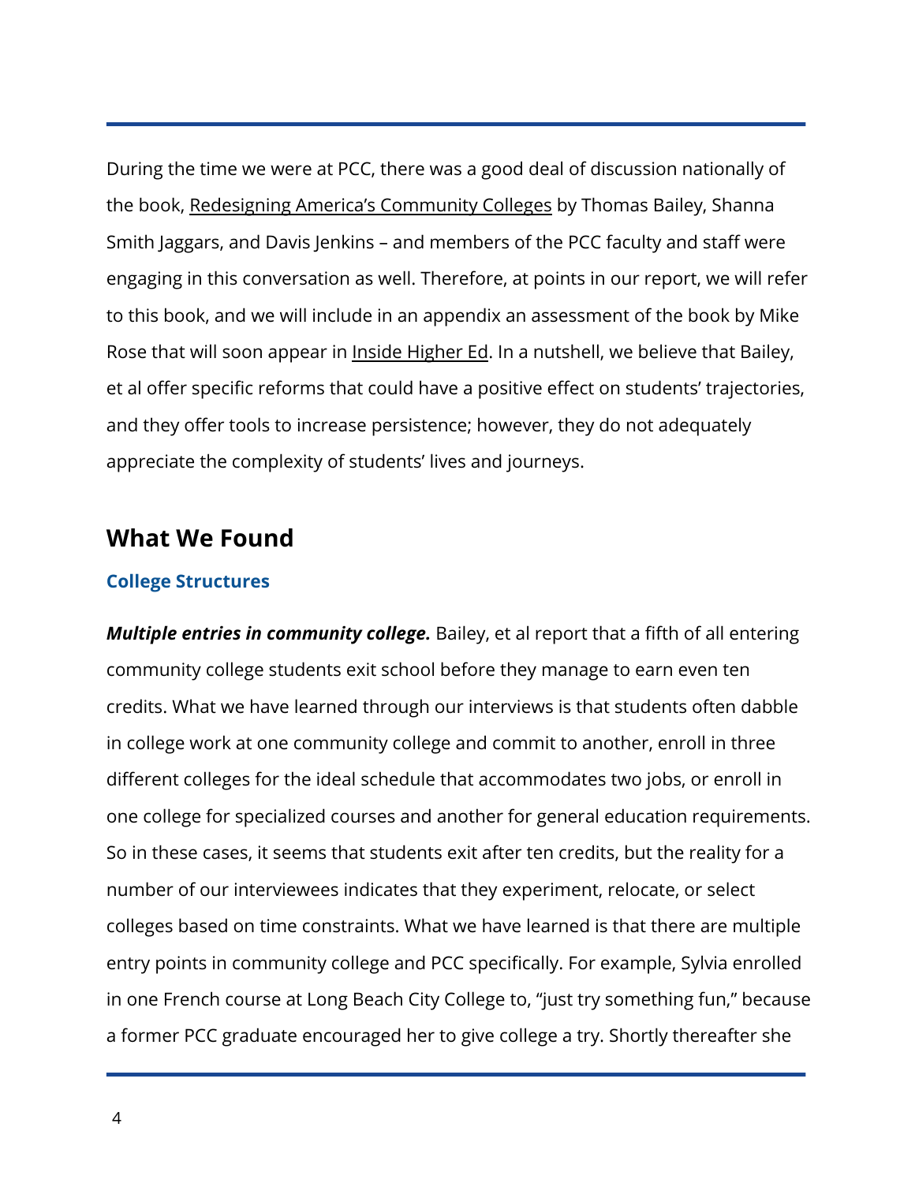During the time we were at PCC, there was a good deal of discussion nationally of the book, Redesigning America's Community Colleges by Thomas Bailey, Shanna Smith Jaggars, and Davis Jenkins – and members of the PCC faculty and staff were engaging in this conversation as well. Therefore, at points in our report, we will refer to this book, and we will include in an appendix an assessment of the book by Mike Rose that will soon appear in Inside Higher Ed. In a nutshell, we believe that Bailey, et al offer specific reforms that could have a positive effect on students' trajectories, and they offer tools to increase persistence; however, they do not adequately appreciate the complexity of students' lives and journeys.

## What We Found

### College Structures

***Multiple entries in community college.*** Bailey, et al report that a fifth of all entering community college students exit school before they manage to earn even ten credits. What we have learned through our interviews is that students often dabble in college work at one community college and commit to another, enroll in three different colleges for the ideal schedule that accommodates two jobs, or enroll in one college for specialized courses and another for general education requirements. So in these cases, it seems that students exit after ten credits, but the reality for a number of our interviewees indicates that they experiment, relocate, or select colleges based on time constraints. What we have learned is that there are multiple entry points in community college and PCC specifically. For example, Sylvia enrolled in one French course at Long Beach City College to, "just try something fun," because a former PCC graduate encouraged her to give college a try. Shortly thereafter she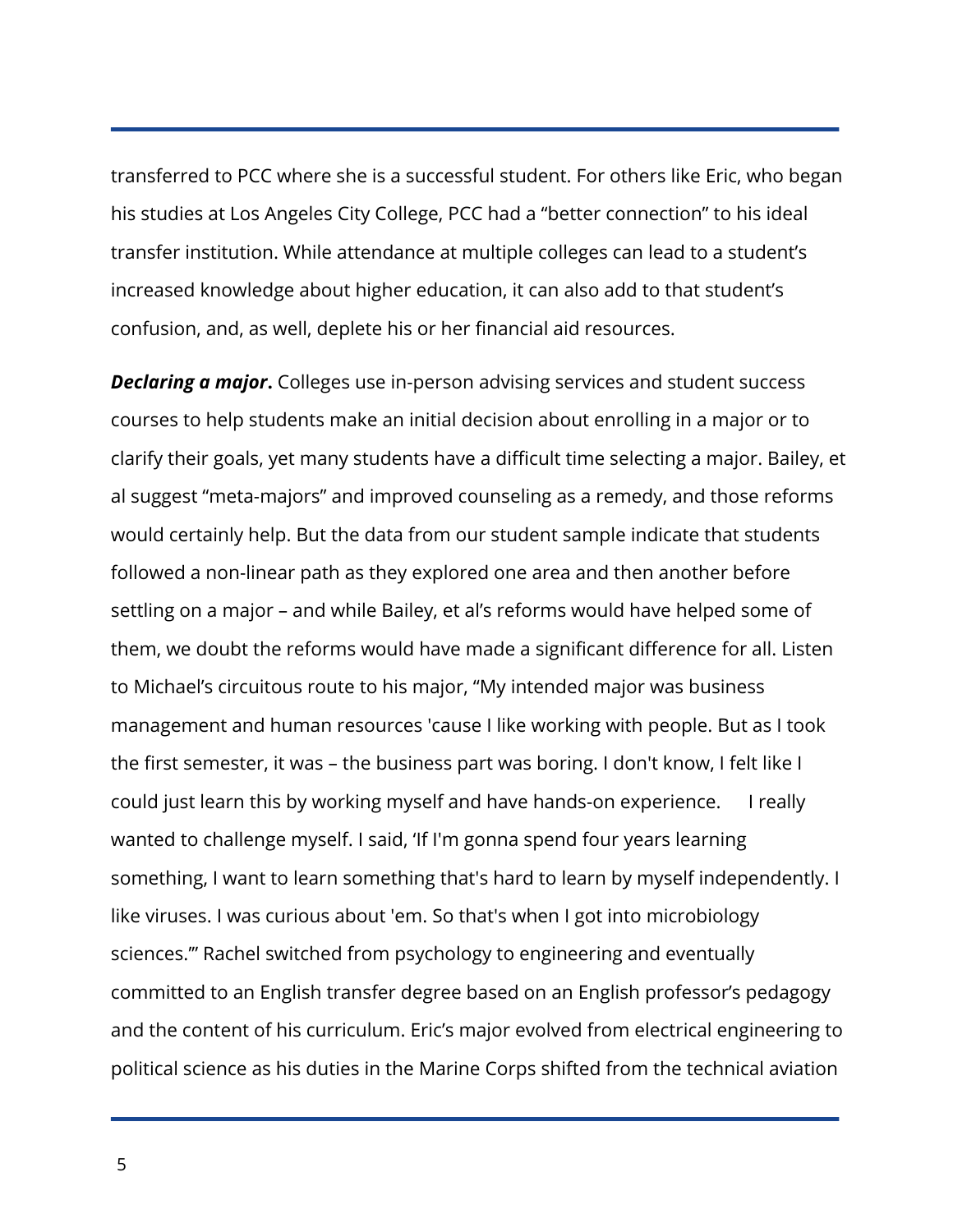transferred to PCC where she is a successful student. For others like Eric, who began his studies at Los Angeles City College, PCC had a "better connection" to his ideal transfer institution. While attendance at multiple colleges can lead to a student's increased knowledge about higher education, it can also add to that student's confusion, and, as well, deplete his or her financial aid resources.

***Declaring a major*.** Colleges use in-person advising services and student success courses to help students make an initial decision about enrolling in a major or to clarify their goals, yet many students have a difficult time selecting a major. Bailey, et al suggest "meta-majors" and improved counseling as a remedy, and those reforms would certainly help. But the data from our student sample indicate that students followed a non-linear path as they explored one area and then another before settling on a major – and while Bailey, et al's reforms would have helped some of them, we doubt the reforms would have made a significant difference for all. Listen to Michael's circuitous route to his major, "My intended major was business management and human resources 'cause I like working with people. But as I took the first semester, it was – the business part was boring. I don't know, I felt like I could just learn this by working myself and have hands-on experience. I really wanted to challenge myself. I said, 'If I'm gonna spend four years learning something, I want to learn something that's hard to learn by myself independently. I like viruses. I was curious about 'em. So that's when I got into microbiology sciences.'" Rachel switched from psychology to engineering and eventually committed to an English transfer degree based on an English professor's pedagogy and the content of his curriculum. Eric's major evolved from electrical engineering to political science as his duties in the Marine Corps shifted from the technical aviation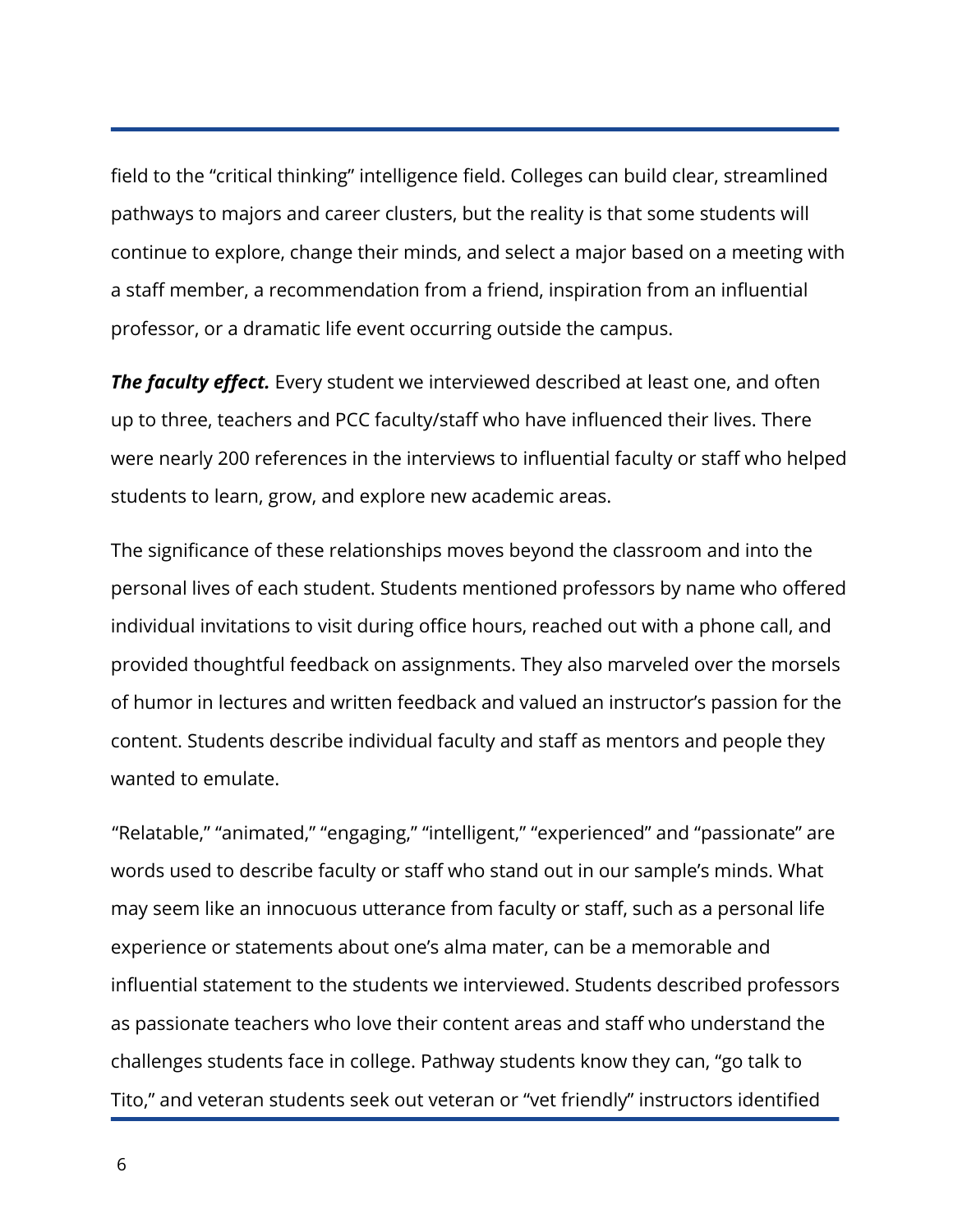field to the “critical thinking” intelligence field. Colleges can build clear, streamlined pathways to majors and career clusters, but the reality is that some students will continue to explore, change their minds, and select a major based on a meeting with a staff member, a recommendation from a friend, inspiration from an influential professor, or a dramatic life event occurring outside the campus.

***The faculty effect.*** Every student we interviewed described at least one, and often up to three, teachers and PCC faculty/staff who have influenced their lives. There were nearly 200 references in the interviews to influential faculty or staff who helped students to learn, grow, and explore new academic areas.

The significance of these relationships moves beyond the classroom and into the personal lives of each student. Students mentioned professors by name who offered individual invitations to visit during office hours, reached out with a phone call, and provided thoughtful feedback on assignments. They also marveled over the morsels of humor in lectures and written feedback and valued an instructor’s passion for the content. Students describe individual faculty and staff as mentors and people they wanted to emulate.

“Relatable,” “animated,” “engaging,” “intelligent,” “experienced” and “passionate” are words used to describe faculty or staff who stand out in our sample’s minds. What may seem like an innocuous utterance from faculty or staff, such as a personal life experience or statements about one’s alma mater, can be a memorable and influential statement to the students we interviewed. Students described professors as passionate teachers who love their content areas and staff who understand the challenges students face in college. Pathway students know they can, “go talk to Tito,” and veteran students seek out veteran or “vet friendly” instructors identified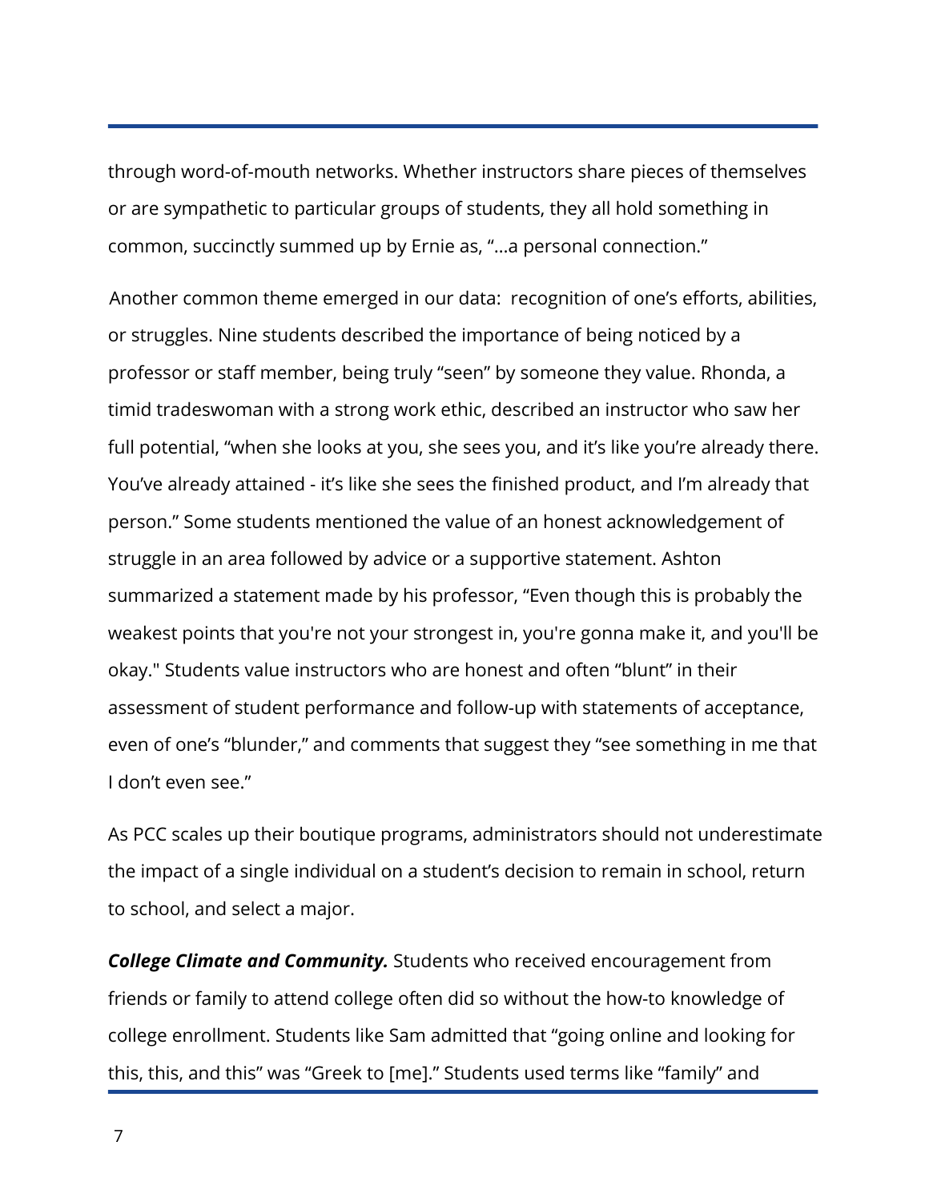through word-of-mouth networks. Whether instructors share pieces of themselves or are sympathetic to particular groups of students, they all hold something in common, succinctly summed up by Ernie as, "...a personal connection."

Another common theme emerged in our data: recognition of one's efforts, abilities, or struggles. Nine students described the importance of being noticed by a professor or staff member, being truly "seen" by someone they value. Rhonda, a timid tradeswoman with a strong work ethic, described an instructor who saw her full potential, "when she looks at you, she sees you, and it's like you're already there. You've already attained - it's like she sees the finished product, and I'm already that person." Some students mentioned the value of an honest acknowledgement of struggle in an area followed by advice or a supportive statement. Ashton summarized a statement made by his professor, "Even though this is probably the weakest points that you're not your strongest in, you're gonna make it, and you'll be okay." Students value instructors who are honest and often "blunt" in their assessment of student performance and follow-up with statements of acceptance, even of one's "blunder," and comments that suggest they "see something in me that I don't even see."

As PCC scales up their boutique programs, administrators should not underestimate the impact of a single individual on a student's decision to remain in school, return to school, and select a major.

***College Climate and Community.*** Students who received encouragement from friends or family to attend college often did so without the how-to knowledge of college enrollment. Students like Sam admitted that "going online and looking for this, this, and this" was "Greek to [me]." Students used terms like "family" and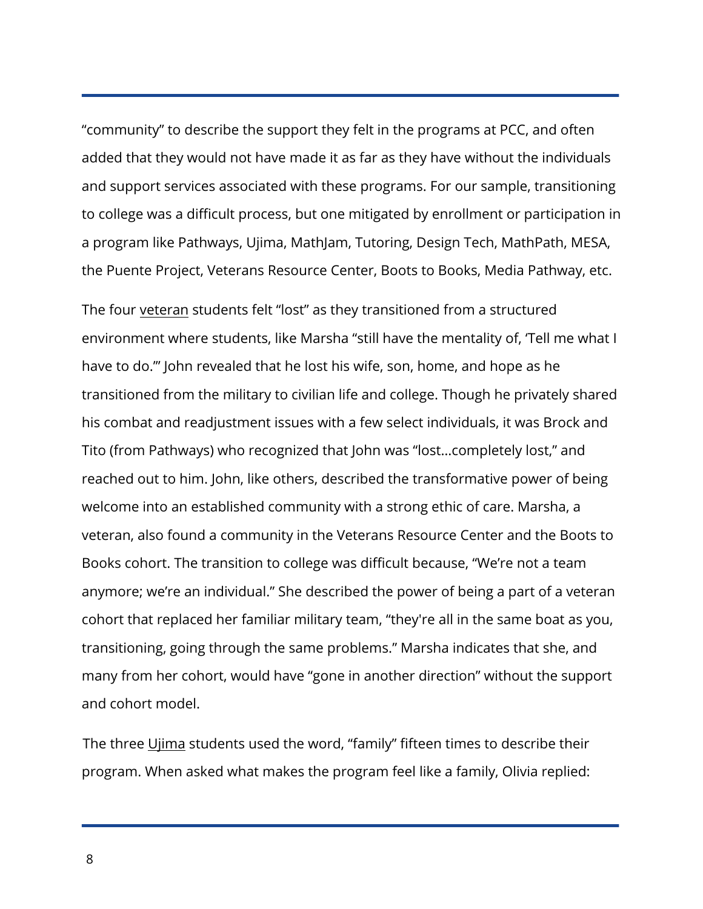"community" to describe the support they felt in the programs at PCC, and often added that they would not have made it as far as they have without the individuals and support services associated with these programs. For our sample, transitioning to college was a difficult process, but one mitigated by enrollment or participation in a program like Pathways, Ujima, MathJam, Tutoring, Design Tech, MathPath, MESA, the Puente Project, Veterans Resource Center, Boots to Books, Media Pathway, etc.

The four veteran students felt "lost" as they transitioned from a structured environment where students, like Marsha "still have the mentality of, 'Tell me what I have to do.'" John revealed that he lost his wife, son, home, and hope as he transitioned from the military to civilian life and college. Though he privately shared his combat and readjustment issues with a few select individuals, it was Brock and Tito (from Pathways) who recognized that John was "lost…completely lost," and reached out to him. John, like others, described the transformative power of being welcome into an established community with a strong ethic of care. Marsha, a veteran, also found a community in the Veterans Resource Center and the Boots to Books cohort. The transition to college was difficult because, "We're not a team anymore; we're an individual." She described the power of being a part of a veteran cohort that replaced her familiar military team, "they're all in the same boat as you, transitioning, going through the same problems." Marsha indicates that she, and many from her cohort, would have "gone in another direction" without the support and cohort model.

The three Ujima students used the word, "family" fifteen times to describe their program. When asked what makes the program feel like a family, Olivia replied: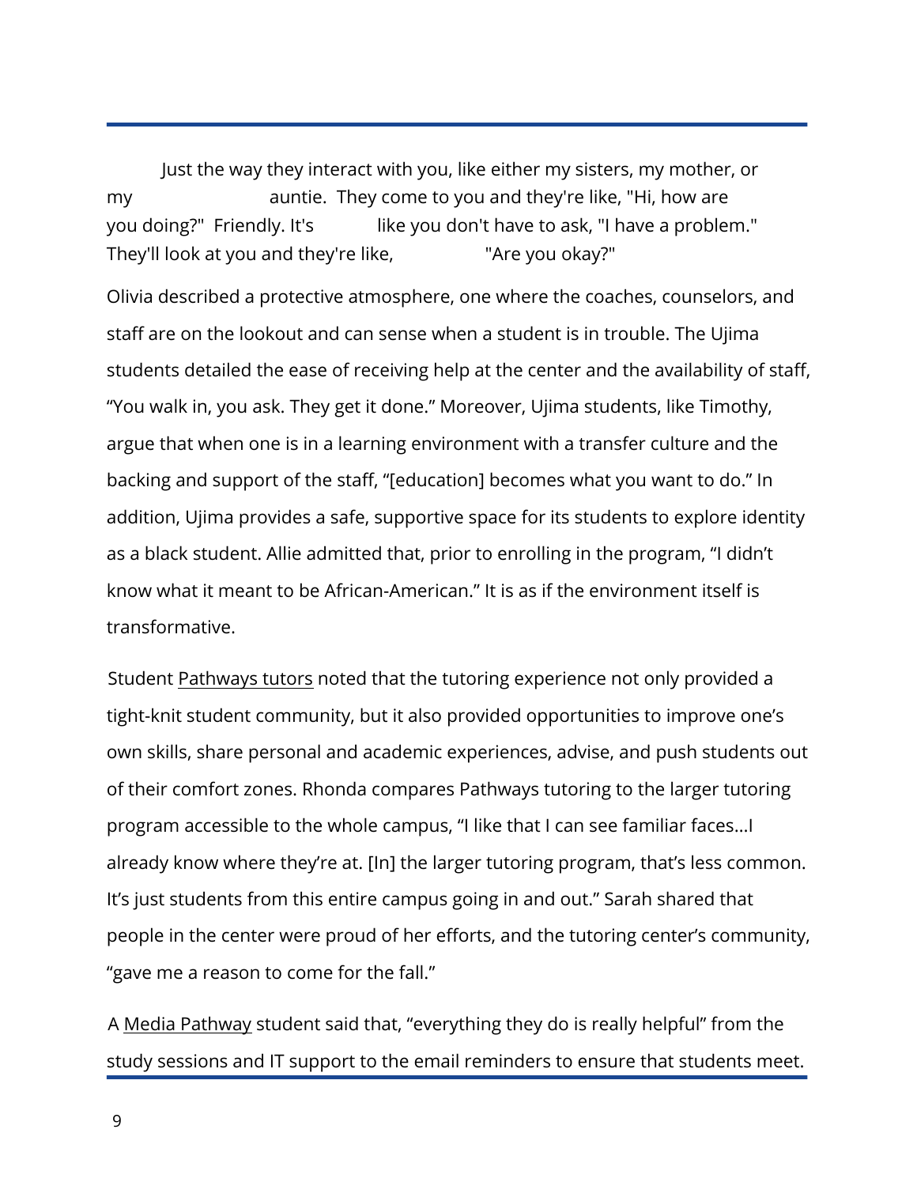> Just the way they interact with you, like either my sisters, my mother, or my auntie. They come to you and they're like, "Hi, how are you doing?" Friendly. It's like you don't have to ask, "I have a problem." They'll look at you and they're like, "Are you okay?"

Olivia described a protective atmosphere, one where the coaches, counselors, and staff are on the lookout and can sense when a student is in trouble. The Ujima students detailed the ease of receiving help at the center and the availability of staff, "You walk in, you ask. They get it done." Moreover, Ujima students, like Timothy, argue that when one is in a learning environment with a transfer culture and the backing and support of the staff, "[education] becomes what you want to do." In addition, Ujima provides a safe, supportive space for its students to explore identity as a black student. Allie admitted that, prior to enrolling in the program, "I didn't know what it meant to be African-American." It is as if the environment itself is transformative.

Student Pathways tutors noted that the tutoring experience not only provided a tight-knit student community, but it also provided opportunities to improve one's own skills, share personal and academic experiences, advise, and push students out of their comfort zones. Rhonda compares Pathways tutoring to the larger tutoring program accessible to the whole campus, "I like that I can see familiar faces…I already know where they're at. [In] the larger tutoring program, that's less common. It's just students from this entire campus going in and out." Sarah shared that people in the center were proud of her efforts, and the tutoring center's community, "gave me a reason to come for the fall."

A Media Pathway student said that, "everything they do is really helpful" from the study sessions and IT support to the email reminders to ensure that students meet.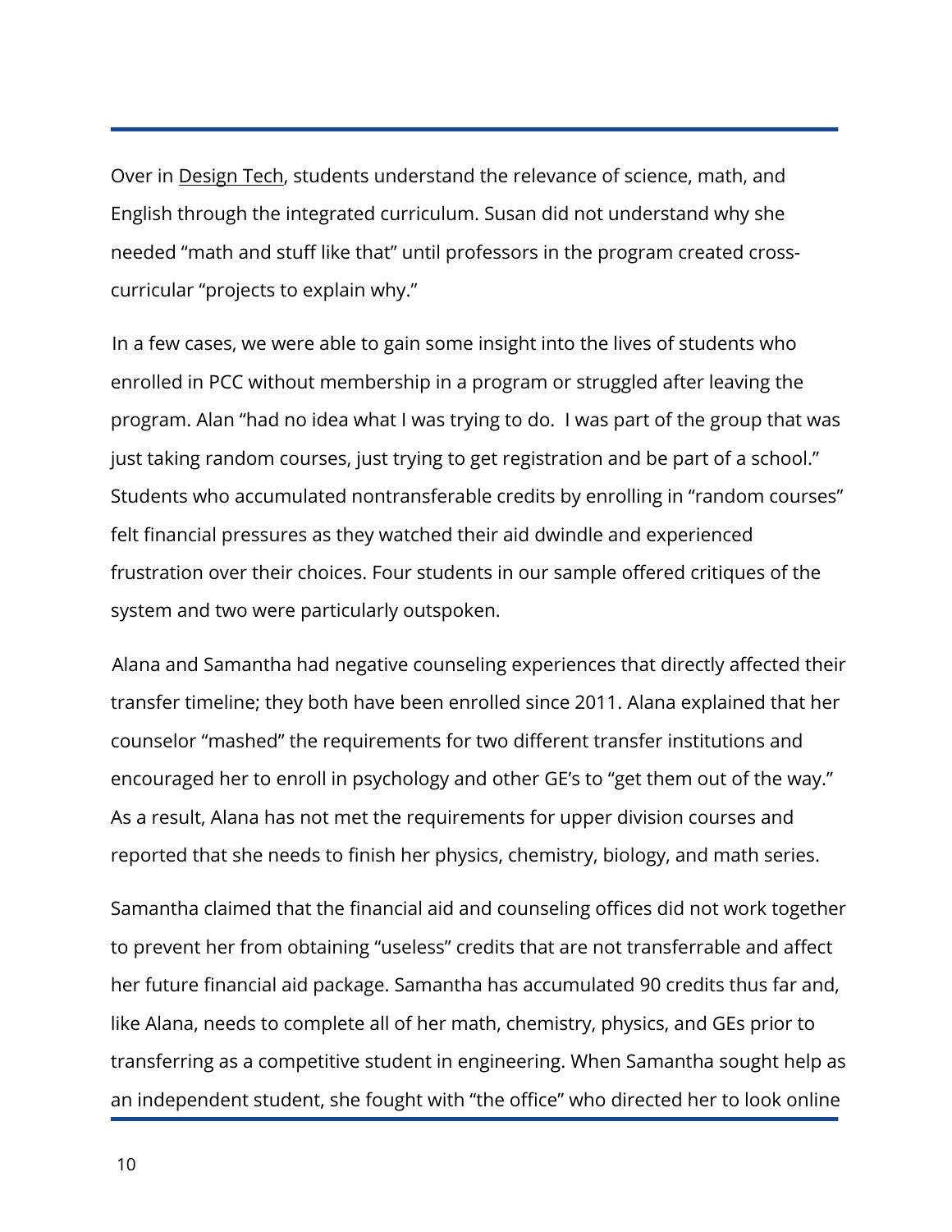Over in Design Tech, students understand the relevance of science, math, and English through the integrated curriculum. Susan did not understand why she needed "math and stuff like that" until professors in the program created cross-curricular "projects to explain why."

In a few cases, we were able to gain some insight into the lives of students who enrolled in PCC without membership in a program or struggled after leaving the program. Alan "had no idea what I was trying to do. I was part of the group that was just taking random courses, just trying to get registration and be part of a school." Students who accumulated nontransferable credits by enrolling in "random courses" felt financial pressures as they watched their aid dwindle and experienced frustration over their choices. Four students in our sample offered critiques of the system and two were particularly outspoken.

Alana and Samantha had negative counseling experiences that directly affected their transfer timeline; they both have been enrolled since 2011. Alana explained that her counselor "mashed" the requirements for two different transfer institutions and encouraged her to enroll in psychology and other GE's to "get them out of the way." As a result, Alana has not met the requirements for upper division courses and reported that she needs to finish her physics, chemistry, biology, and math series.

Samantha claimed that the financial aid and counseling offices did not work together to prevent her from obtaining "useless" credits that are not transferrable and affect her future financial aid package. Samantha has accumulated 90 credits thus far and, like Alana, needs to complete all of her math, chemistry, physics, and GEs prior to transferring as a competitive student in engineering. When Samantha sought help as an independent student, she fought with "the office" who directed her to look online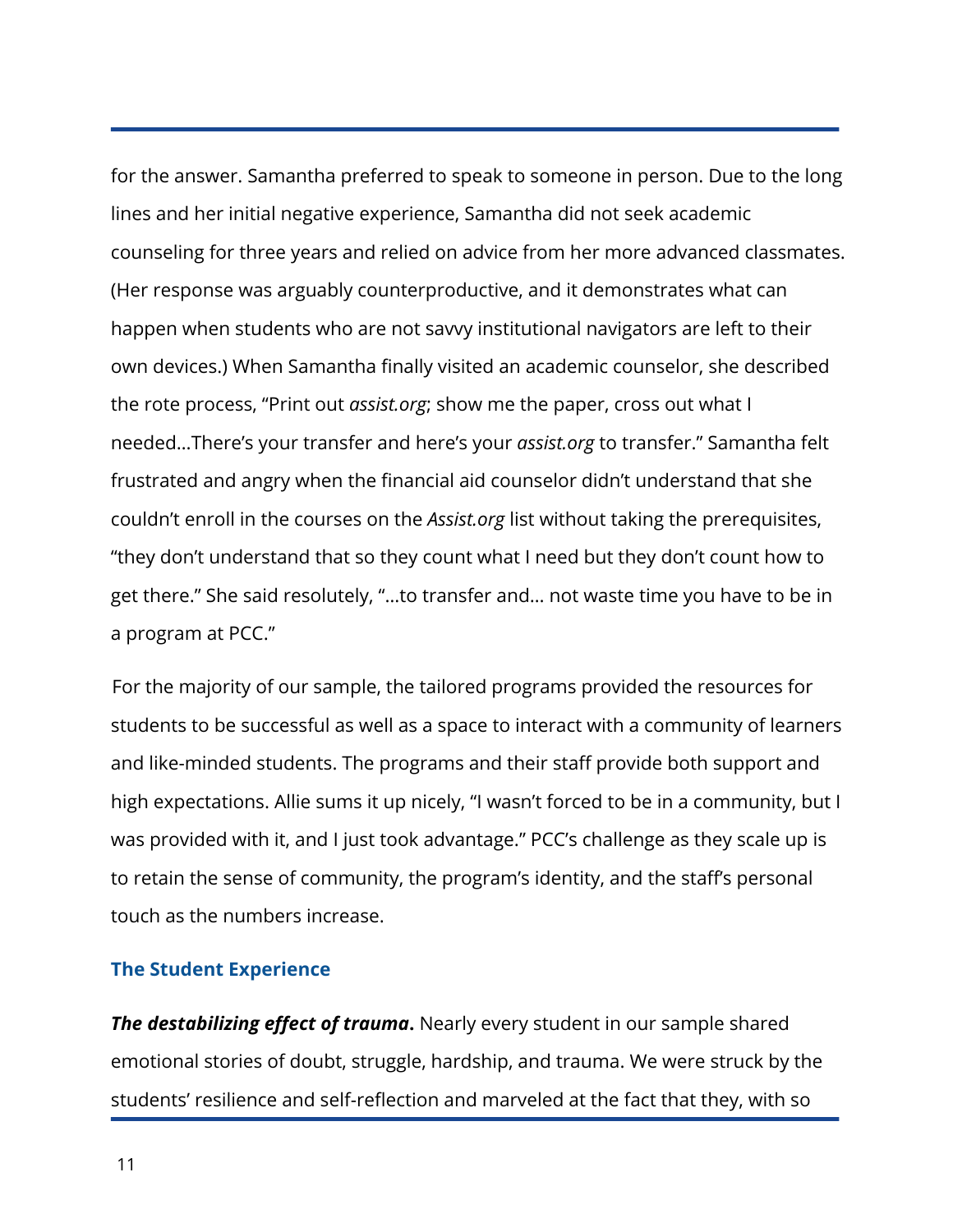for the answer. Samantha preferred to speak to someone in person. Due to the long lines and her initial negative experience, Samantha did not seek academic counseling for three years and relied on advice from her more advanced classmates. (Her response was arguably counterproductive, and it demonstrates what can happen when students who are not savvy institutional navigators are left to their own devices.) When Samantha finally visited an academic counselor, she described the rote process, "Print out *assist.org*; show me the paper, cross out what I needed…There's your transfer and here's your *assist.org* to transfer." Samantha felt frustrated and angry when the financial aid counselor didn't understand that she couldn't enroll in the courses on the *Assist.org* list without taking the prerequisites, "they don't understand that so they count what I need but they don't count how to get there." She said resolutely, "…to transfer and… not waste time you have to be in a program at PCC."

For the majority of our sample, the tailored programs provided the resources for students to be successful as well as a space to interact with a community of learners and like-minded students. The programs and their staff provide both support and high expectations. Allie sums it up nicely, "I wasn't forced to be in a community, but I was provided with it, and I just took advantage." PCC's challenge as they scale up is to retain the sense of community, the program's identity, and the staff's personal touch as the numbers increase.

### The Student Experience

***The destabilizing effect of trauma*.** Nearly every student in our sample shared emotional stories of doubt, struggle, hardship, and trauma. We were struck by the students' resilience and self-reflection and marveled at the fact that they, with so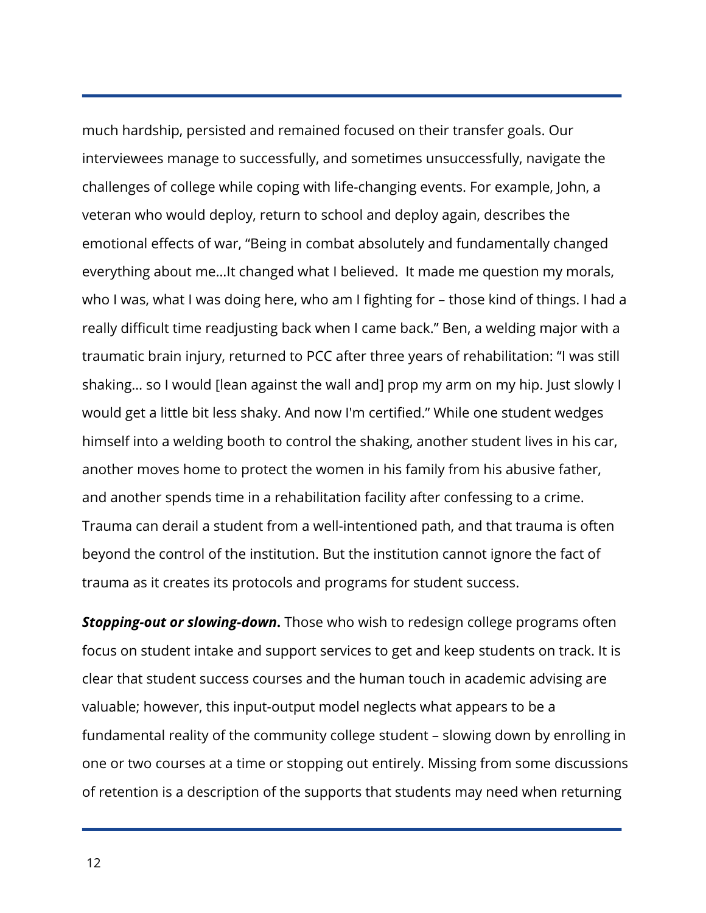much hardship, persisted and remained focused on their transfer goals. Our interviewees manage to successfully, and sometimes unsuccessfully, navigate the challenges of college while coping with life-changing events. For example, John, a veteran who would deploy, return to school and deploy again, describes the emotional effects of war, "Being in combat absolutely and fundamentally changed everything about me…It changed what I believed.  It made me question my morals, who I was, what I was doing here, who am I fighting for – those kind of things. I had a really difficult time readjusting back when I came back." Ben, a welding major with a traumatic brain injury, returned to PCC after three years of rehabilitation: "I was still shaking… so I would [lean against the wall and] prop my arm on my hip. Just slowly I would get a little bit less shaky. And now I'm certified." While one student wedges himself into a welding booth to control the shaking, another student lives in his car, another moves home to protect the women in his family from his abusive father, and another spends time in a rehabilitation facility after confessing to a crime. Trauma can derail a student from a well-intentioned path, and that trauma is often beyond the control of the institution. But the institution cannot ignore the fact of trauma as it creates its protocols and programs for student success.

***Stopping-out or slowing-down.*** Those who wish to redesign college programs often focus on student intake and support services to get and keep students on track. It is clear that student success courses and the human touch in academic advising are valuable; however, this input-output model neglects what appears to be a fundamental reality of the community college student – slowing down by enrolling in one or two courses at a time or stopping out entirely. Missing from some discussions of retention is a description of the supports that students may need when returning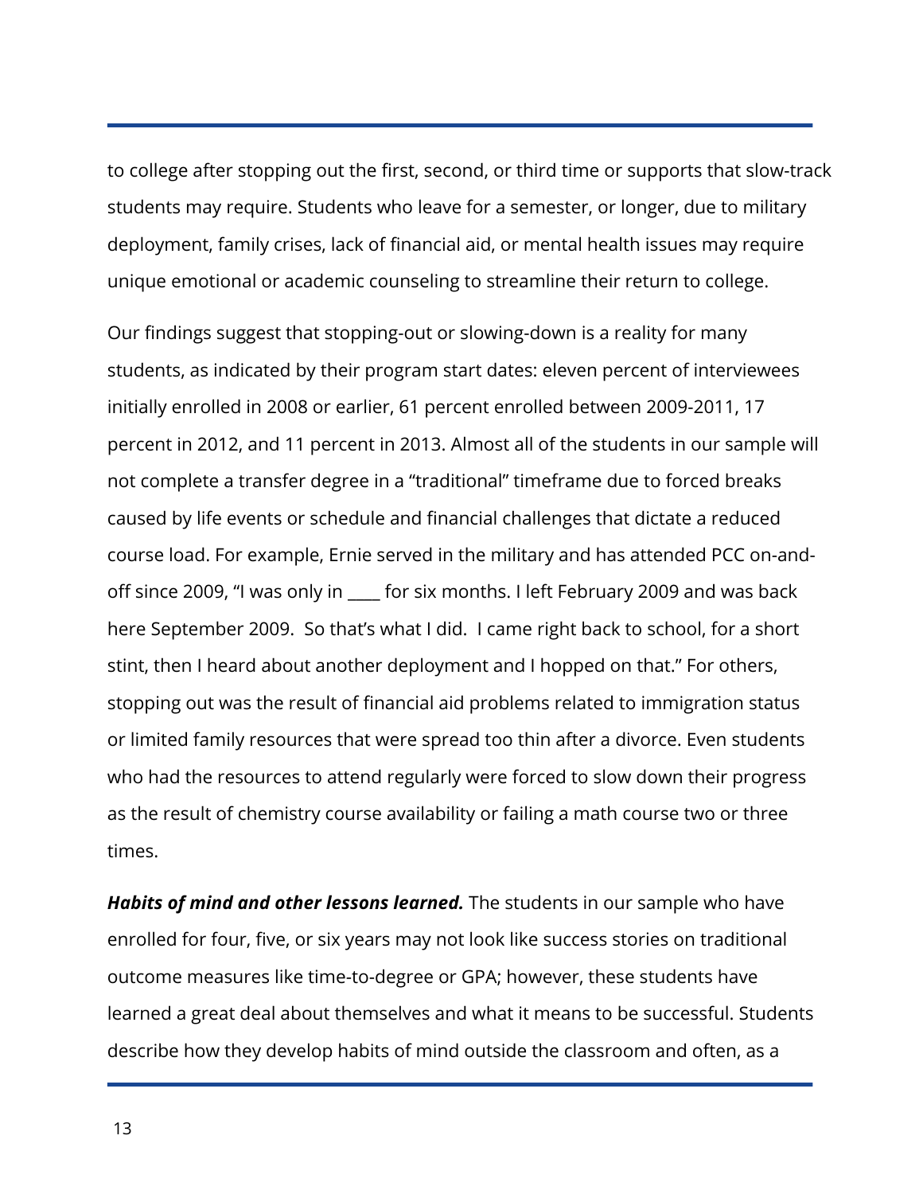to college after stopping out the first, second, or third time or supports that slow-track students may require. Students who leave for a semester, or longer, due to military deployment, family crises, lack of financial aid, or mental health issues may require unique emotional or academic counseling to streamline their return to college.

Our findings suggest that stopping-out or slowing-down is a reality for many students, as indicated by their program start dates: eleven percent of interviewees initially enrolled in 2008 or earlier, 61 percent enrolled between 2009-2011, 17 percent in 2012, and 11 percent in 2013. Almost all of the students in our sample will not complete a transfer degree in a "traditional" timeframe due to forced breaks caused by life events or schedule and financial challenges that dictate a reduced course load. For example, Ernie served in the military and has attended PCC on-and-off since 2009, "I was only in ____ for six months. I left February 2009 and was back here September 2009. So that's what I did. I came right back to school, for a short stint, then I heard about another deployment and I hopped on that." For others, stopping out was the result of financial aid problems related to immigration status or limited family resources that were spread too thin after a divorce. Even students who had the resources to attend regularly were forced to slow down their progress as the result of chemistry course availability or failing a math course two or three times.

***Habits of mind and other lessons learned.*** The students in our sample who have enrolled for four, five, or six years may not look like success stories on traditional outcome measures like time-to-degree or GPA; however, these students have learned a great deal about themselves and what it means to be successful. Students describe how they develop habits of mind outside the classroom and often, as a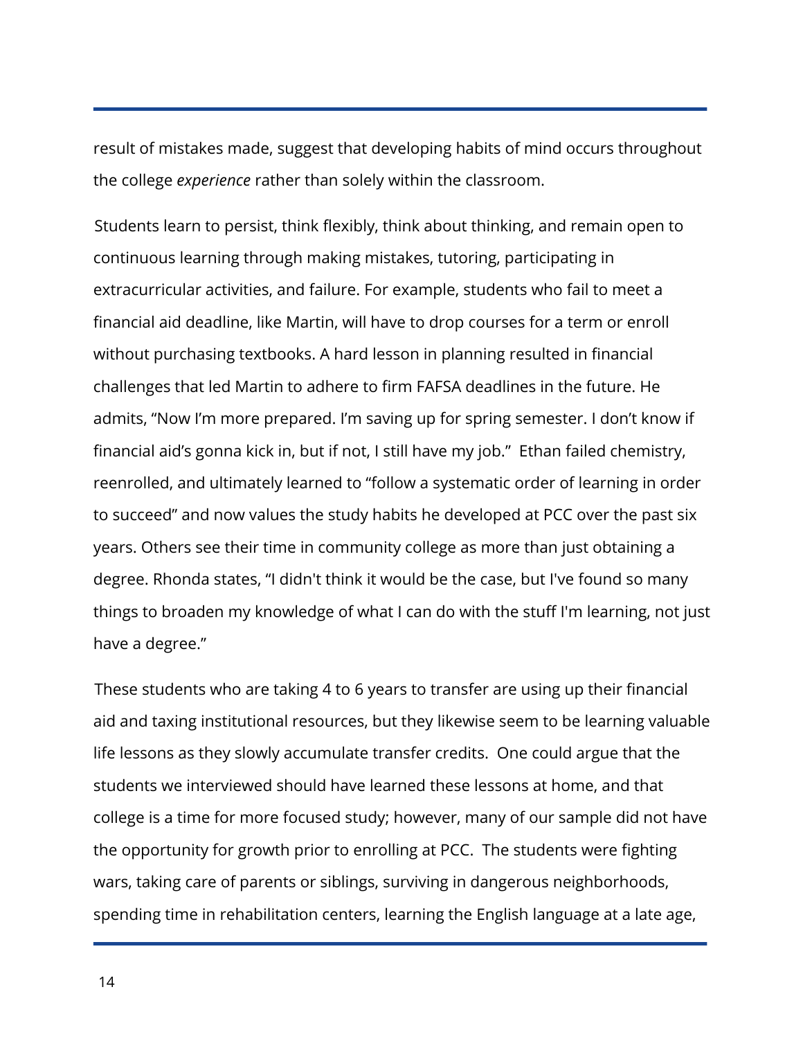result of mistakes made, suggest that developing habits of mind occurs throughout the college *experience* rather than solely within the classroom.

Students learn to persist, think flexibly, think about thinking, and remain open to continuous learning through making mistakes, tutoring, participating in extracurricular activities, and failure. For example, students who fail to meet a financial aid deadline, like Martin, will have to drop courses for a term or enroll without purchasing textbooks. A hard lesson in planning resulted in financial challenges that led Martin to adhere to firm FAFSA deadlines in the future. He admits, "Now I'm more prepared. I'm saving up for spring semester. I don't know if financial aid's gonna kick in, but if not, I still have my job." Ethan failed chemistry, reenrolled, and ultimately learned to "follow a systematic order of learning in order to succeed" and now values the study habits he developed at PCC over the past six years. Others see their time in community college as more than just obtaining a degree. Rhonda states, "I didn't think it would be the case, but I've found so many things to broaden my knowledge of what I can do with the stuff I'm learning, not just have a degree."

These students who are taking 4 to 6 years to transfer are using up their financial aid and taxing institutional resources, but they likewise seem to be learning valuable life lessons as they slowly accumulate transfer credits. One could argue that the students we interviewed should have learned these lessons at home, and that college is a time for more focused study; however, many of our sample did not have the opportunity for growth prior to enrolling at PCC. The students were fighting wars, taking care of parents or siblings, surviving in dangerous neighborhoods, spending time in rehabilitation centers, learning the English language at a late age,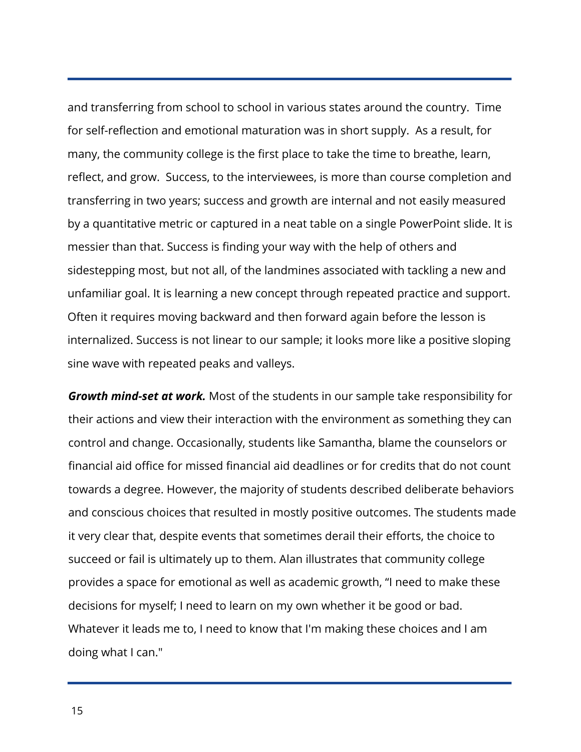and transferring from school to school in various states around the country.  Time for self-reflection and emotional maturation was in short supply.  As a result, for many, the community college is the first place to take the time to breathe, learn, reflect, and grow.  Success, to the interviewees, is more than course completion and transferring in two years; success and growth are internal and not easily measured by a quantitative metric or captured in a neat table on a single PowerPoint slide. It is messier than that. Success is finding your way with the help of others and sidestepping most, but not all, of the landmines associated with tackling a new and unfamiliar goal. It is learning a new concept through repeated practice and support. Often it requires moving backward and then forward again before the lesson is internalized. Success is not linear to our sample; it looks more like a positive sloping sine wave with repeated peaks and valleys.

***Growth mind-set at work.*** Most of the students in our sample take responsibility for their actions and view their interaction with the environment as something they can control and change. Occasionally, students like Samantha, blame the counselors or financial aid office for missed financial aid deadlines or for credits that do not count towards a degree. However, the majority of students described deliberate behaviors and conscious choices that resulted in mostly positive outcomes. The students made it very clear that, despite events that sometimes derail their efforts, the choice to succeed or fail is ultimately up to them. Alan illustrates that community college provides a space for emotional as well as academic growth, "I need to make these decisions for myself; I need to learn on my own whether it be good or bad. Whatever it leads me to, I need to know that I'm making these choices and I am doing what I can."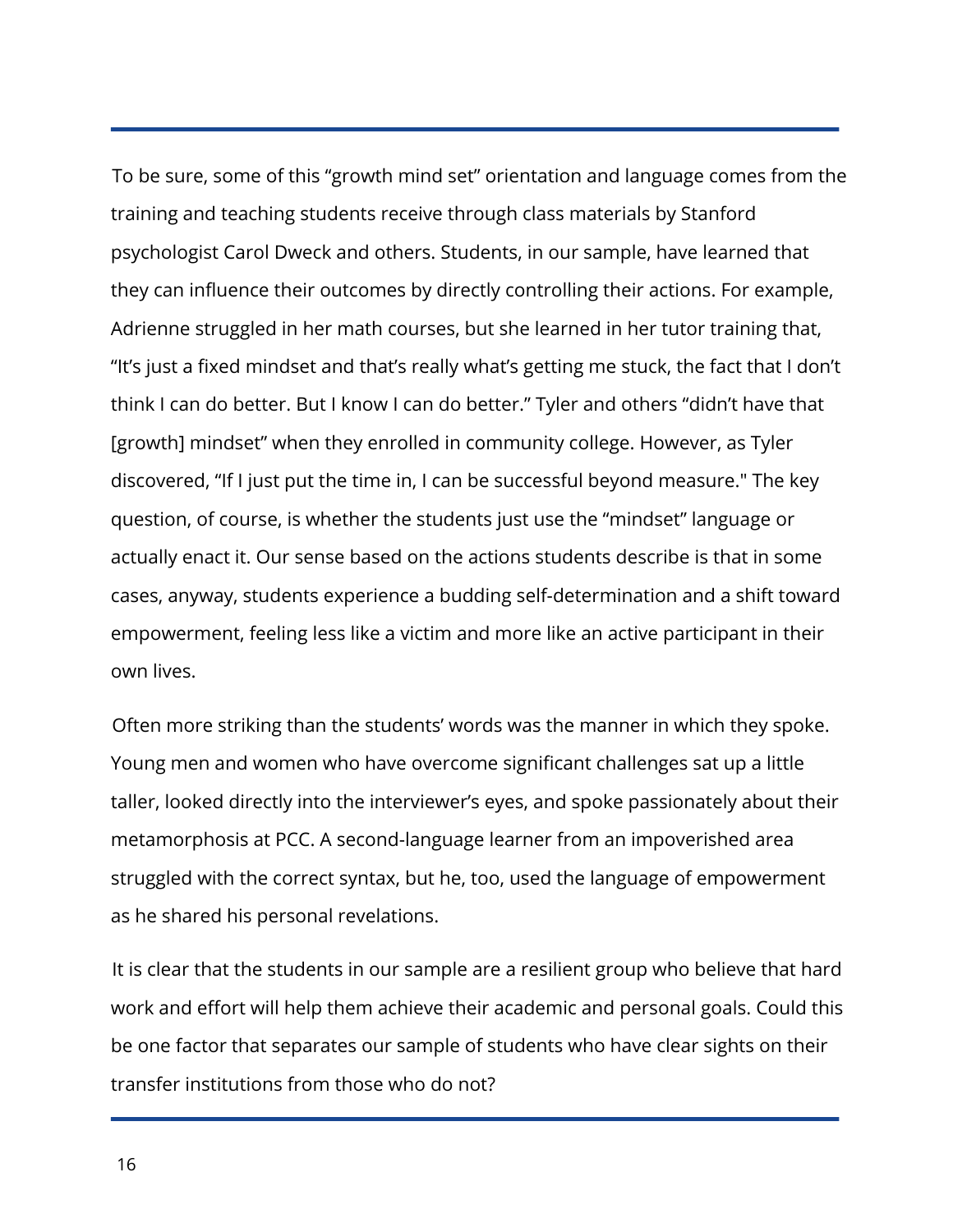To be sure, some of this “growth mind set” orientation and language comes from the training and teaching students receive through class materials by Stanford psychologist Carol Dweck and others. Students, in our sample, have learned that they can influence their outcomes by directly controlling their actions. For example, Adrienne struggled in her math courses, but she learned in her tutor training that, “It’s just a fixed mindset and that’s really what’s getting me stuck, the fact that I don’t think I can do better. But I know I can do better.” Tyler and others “didn’t have that [growth] mindset” when they enrolled in community college. However, as Tyler discovered, “If I just put the time in, I can be successful beyond measure." The key question, of course, is whether the students just use the “mindset” language or actually enact it. Our sense based on the actions students describe is that in some cases, anyway, students experience a budding self-determination and a shift toward empowerment, feeling less like a victim and more like an active participant in their own lives.

Often more striking than the students’ words was the manner in which they spoke. Young men and women who have overcome significant challenges sat up a little taller, looked directly into the interviewer’s eyes, and spoke passionately about their metamorphosis at PCC. A second-language learner from an impoverished area struggled with the correct syntax, but he, too, used the language of empowerment as he shared his personal revelations.

It is clear that the students in our sample are a resilient group who believe that hard work and effort will help them achieve their academic and personal goals. Could this be one factor that separates our sample of students who have clear sights on their transfer institutions from those who do not?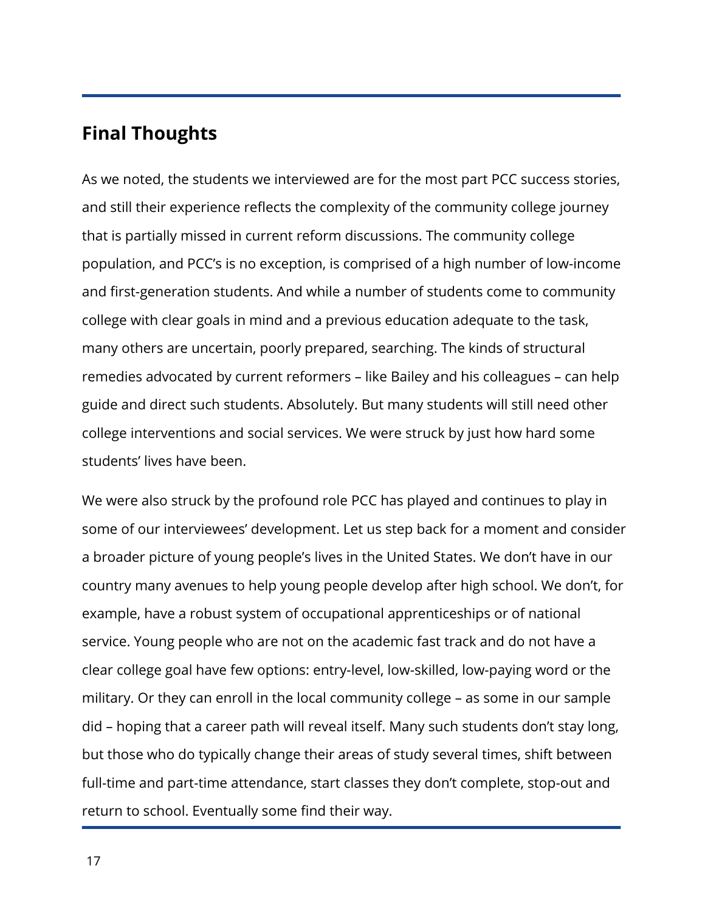## Final Thoughts

As we noted, the students we interviewed are for the most part PCC success stories, and still their experience reflects the complexity of the community college journey that is partially missed in current reform discussions. The community college population, and PCC's is no exception, is comprised of a high number of low-income and first-generation students. And while a number of students come to community college with clear goals in mind and a previous education adequate to the task, many others are uncertain, poorly prepared, searching. The kinds of structural remedies advocated by current reformers – like Bailey and his colleagues – can help guide and direct such students. Absolutely. But many students will still need other college interventions and social services. We were struck by just how hard some students' lives have been.

We were also struck by the profound role PCC has played and continues to play in some of our interviewees' development. Let us step back for a moment and consider a broader picture of young people's lives in the United States. We don't have in our country many avenues to help young people develop after high school. We don't, for example, have a robust system of occupational apprenticeships or of national service. Young people who are not on the academic fast track and do not have a clear college goal have few options: entry-level, low-skilled, low-paying word or the military. Or they can enroll in the local community college – as some in our sample did – hoping that a career path will reveal itself. Many such students don't stay long, but those who do typically change their areas of study several times, shift between full-time and part-time attendance, start classes they don't complete, stop-out and return to school. Eventually some find their way.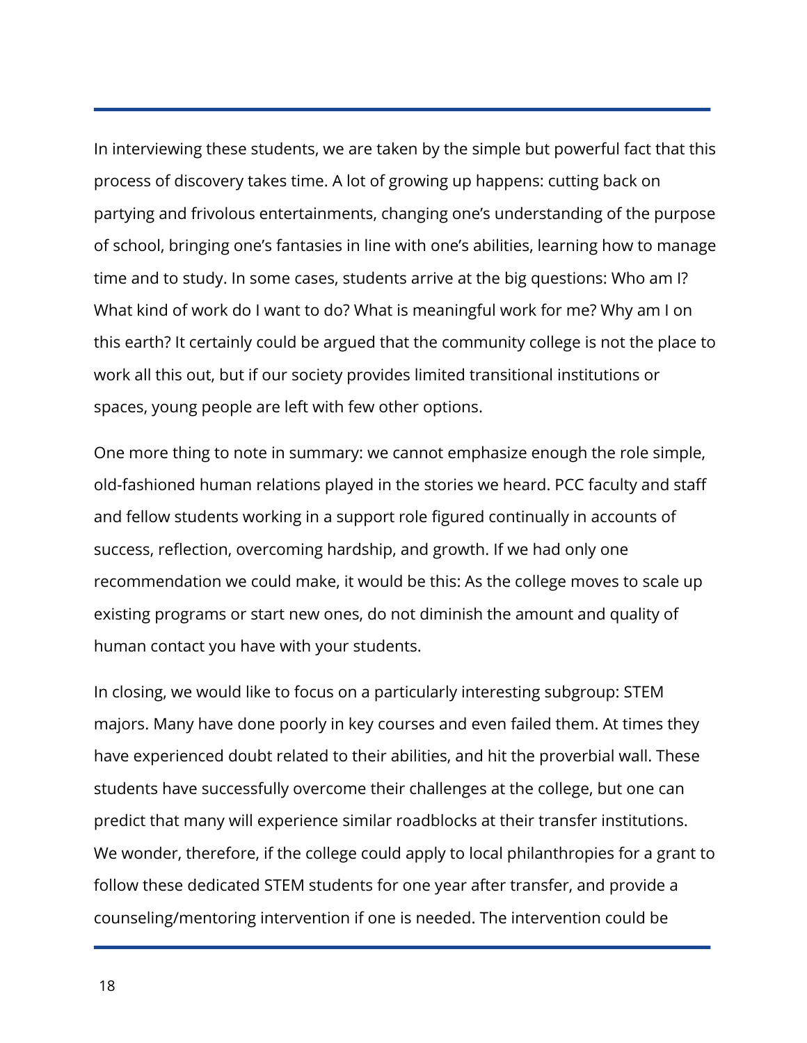In interviewing these students, we are taken by the simple but powerful fact that this process of discovery takes time. A lot of growing up happens: cutting back on partying and frivolous entertainments, changing one's understanding of the purpose of school, bringing one's fantasies in line with one's abilities, learning how to manage time and to study. In some cases, students arrive at the big questions: Who am I? What kind of work do I want to do? What is meaningful work for me? Why am I on this earth? It certainly could be argued that the community college is not the place to work all this out, but if our society provides limited transitional institutions or spaces, young people are left with few other options.

One more thing to note in summary: we cannot emphasize enough the role simple, old-fashioned human relations played in the stories we heard. PCC faculty and staff and fellow students working in a support role figured continually in accounts of success, reflection, overcoming hardship, and growth. If we had only one recommendation we could make, it would be this: As the college moves to scale up existing programs or start new ones, do not diminish the amount and quality of human contact you have with your students.

In closing, we would like to focus on a particularly interesting subgroup: STEM majors. Many have done poorly in key courses and even failed them. At times they have experienced doubt related to their abilities, and hit the proverbial wall. These students have successfully overcome their challenges at the college, but one can predict that many will experience similar roadblocks at their transfer institutions. We wonder, therefore, if the college could apply to local philanthropies for a grant to follow these dedicated STEM students for one year after transfer, and provide a counseling/mentoring intervention if one is needed. The intervention could be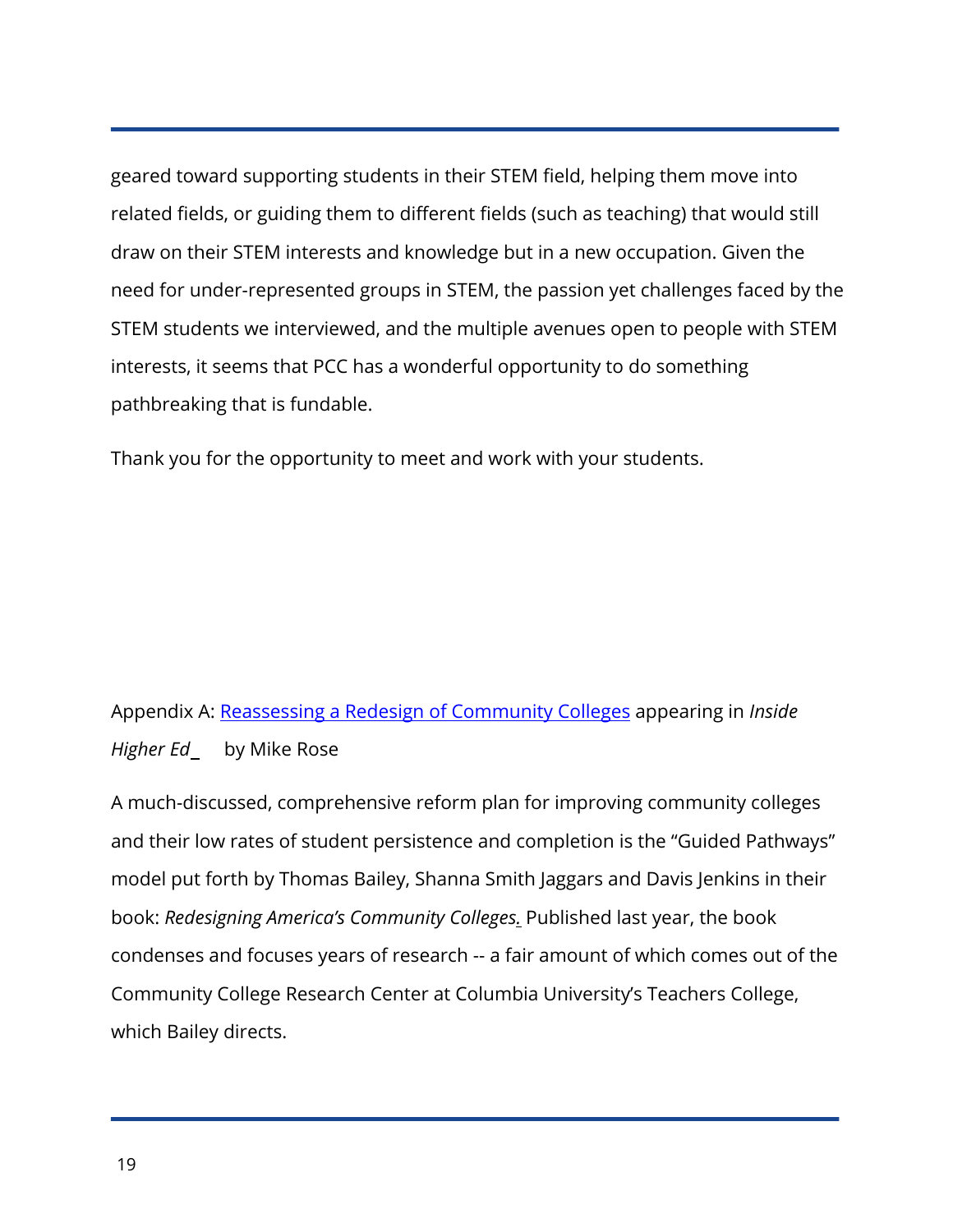geared toward supporting students in their STEM field, helping them move into related fields, or guiding them to different fields (such as teaching) that would still draw on their STEM interests and knowledge but in a new occupation. Given the need for under-represented groups in STEM, the passion yet challenges faced by the STEM students we interviewed, and the multiple avenues open to people with STEM interests, it seems that PCC has a wonderful opportunity to do something pathbreaking that is fundable.

Thank you for the opportunity to meet and work with your students.

Appendix A: Reassessing a Redesign of Community Colleges appearing in *Inside Higher Ed* by Mike Rose

A much-discussed, comprehensive reform plan for improving community colleges and their low rates of student persistence and completion is the "Guided Pathways" model put forth by Thomas Bailey, Shanna Smith Jaggars and Davis Jenkins in their book: *Redesigning America's Community Colleges.* Published last year, the book condenses and focuses years of research -- a fair amount of which comes out of the Community College Research Center at Columbia University's Teachers College, which Bailey directs.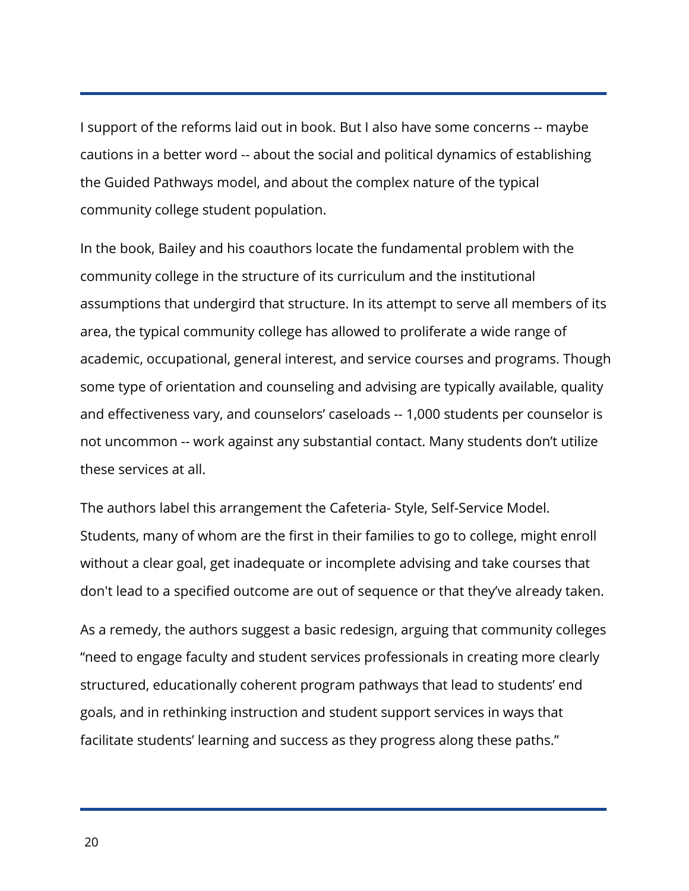I support of the reforms laid out in book. But I also have some concerns -- maybe cautions in a better word -- about the social and political dynamics of establishing the Guided Pathways model, and about the complex nature of the typical community college student population.

In the book, Bailey and his coauthors locate the fundamental problem with the community college in the structure of its curriculum and the institutional assumptions that undergird that structure. In its attempt to serve all members of its area, the typical community college has allowed to proliferate a wide range of academic, occupational, general interest, and service courses and programs. Though some type of orientation and counseling and advising are typically available, quality and effectiveness vary, and counselors' caseloads -- 1,000 students per counselor is not uncommon -- work against any substantial contact. Many students don't utilize these services at all.

The authors label this arrangement the Cafeteria- Style, Self-Service Model. Students, many of whom are the first in their families to go to college, might enroll without a clear goal, get inadequate or incomplete advising and take courses that don't lead to a specified outcome are out of sequence or that they've already taken.

As a remedy, the authors suggest a basic redesign, arguing that community colleges "need to engage faculty and student services professionals in creating more clearly structured, educationally coherent program pathways that lead to students' end goals, and in rethinking instruction and student support services in ways that facilitate students' learning and success as they progress along these paths."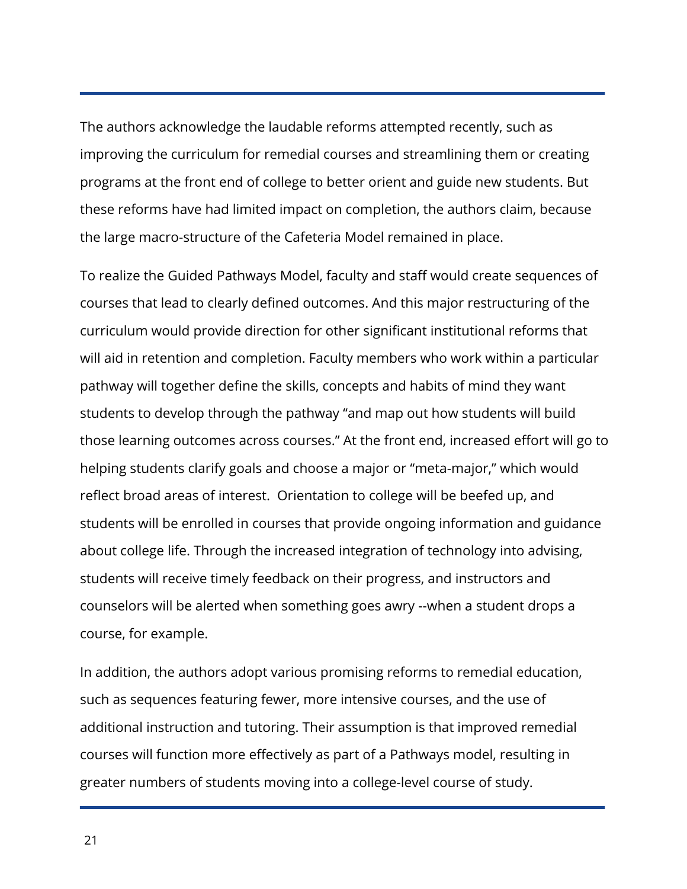The authors acknowledge the laudable reforms attempted recently, such as improving the curriculum for remedial courses and streamlining them or creating programs at the front end of college to better orient and guide new students. But these reforms have had limited impact on completion, the authors claim, because the large macro-structure of the Cafeteria Model remained in place.

To realize the Guided Pathways Model, faculty and staff would create sequences of courses that lead to clearly defined outcomes. And this major restructuring of the curriculum would provide direction for other significant institutional reforms that will aid in retention and completion. Faculty members who work within a particular pathway will together define the skills, concepts and habits of mind they want students to develop through the pathway "and map out how students will build those learning outcomes across courses." At the front end, increased effort will go to helping students clarify goals and choose a major or "meta-major," which would reflect broad areas of interest. Orientation to college will be beefed up, and students will be enrolled in courses that provide ongoing information and guidance about college life. Through the increased integration of technology into advising, students will receive timely feedback on their progress, and instructors and counselors will be alerted when something goes awry --when a student drops a course, for example.

In addition, the authors adopt various promising reforms to remedial education, such as sequences featuring fewer, more intensive courses, and the use of additional instruction and tutoring. Their assumption is that improved remedial courses will function more effectively as part of a Pathways model, resulting in greater numbers of students moving into a college-level course of study.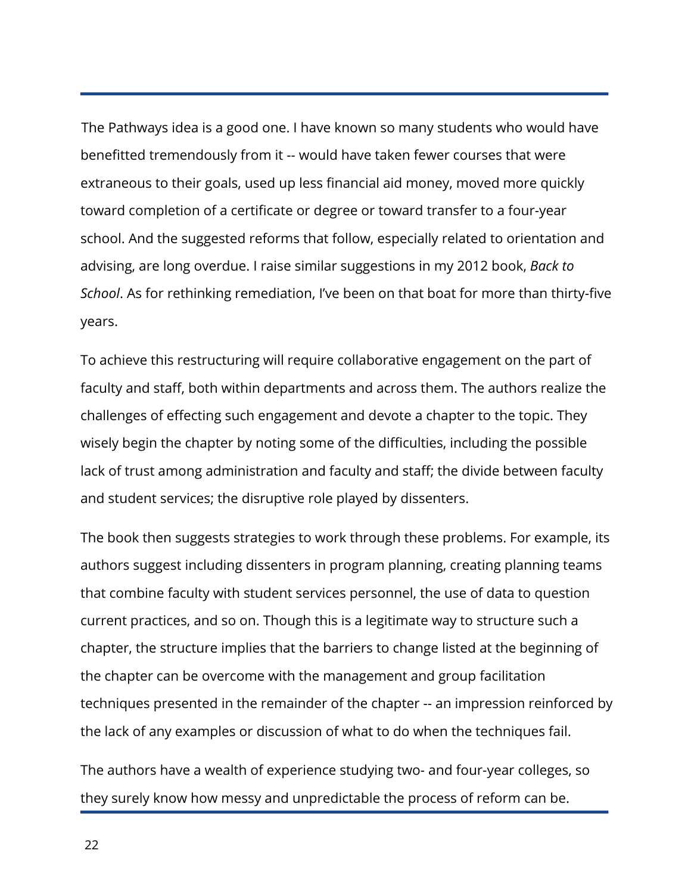The Pathways idea is a good one. I have known so many students who would have benefitted tremendously from it -- would have taken fewer courses that were extraneous to their goals, used up less financial aid money, moved more quickly toward completion of a certificate or degree or toward transfer to a four-year school. And the suggested reforms that follow, especially related to orientation and advising, are long overdue. I raise similar suggestions in my 2012 book, *Back to School*. As for rethinking remediation, I've been on that boat for more than thirty-five years.

To achieve this restructuring will require collaborative engagement on the part of faculty and staff, both within departments and across them. The authors realize the challenges of effecting such engagement and devote a chapter to the topic. They wisely begin the chapter by noting some of the difficulties, including the possible lack of trust among administration and faculty and staff; the divide between faculty and student services; the disruptive role played by dissenters.

The book then suggests strategies to work through these problems. For example, its authors suggest including dissenters in program planning, creating planning teams that combine faculty with student services personnel, the use of data to question current practices, and so on. Though this is a legitimate way to structure such a chapter, the structure implies that the barriers to change listed at the beginning of the chapter can be overcome with the management and group facilitation techniques presented in the remainder of the chapter -- an impression reinforced by the lack of any examples or discussion of what to do when the techniques fail.

The authors have a wealth of experience studying two- and four-year colleges, so they surely know how messy and unpredictable the process of reform can be.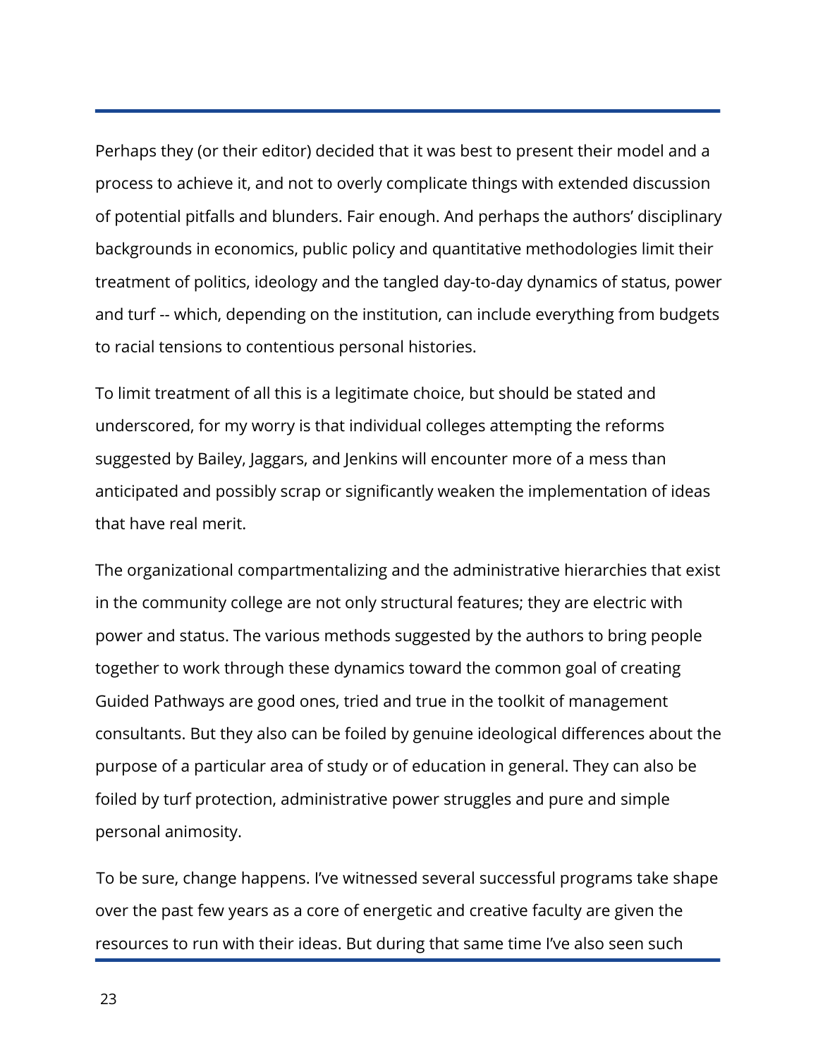Perhaps they (or their editor) decided that it was best to present their model and a process to achieve it, and not to overly complicate things with extended discussion of potential pitfalls and blunders. Fair enough. And perhaps the authors' disciplinary backgrounds in economics, public policy and quantitative methodologies limit their treatment of politics, ideology and the tangled day-to-day dynamics of status, power and turf -- which, depending on the institution, can include everything from budgets to racial tensions to contentious personal histories.

To limit treatment of all this is a legitimate choice, but should be stated and underscored, for my worry is that individual colleges attempting the reforms suggested by Bailey, Jaggars, and Jenkins will encounter more of a mess than anticipated and possibly scrap or significantly weaken the implementation of ideas that have real merit.

The organizational compartmentalizing and the administrative hierarchies that exist in the community college are not only structural features; they are electric with power and status. The various methods suggested by the authors to bring people together to work through these dynamics toward the common goal of creating Guided Pathways are good ones, tried and true in the toolkit of management consultants. But they also can be foiled by genuine ideological differences about the purpose of a particular area of study or of education in general. They can also be foiled by turf protection, administrative power struggles and pure and simple personal animosity.

To be sure, change happens. I've witnessed several successful programs take shape over the past few years as a core of energetic and creative faculty are given the resources to run with their ideas. But during that same time I've also seen such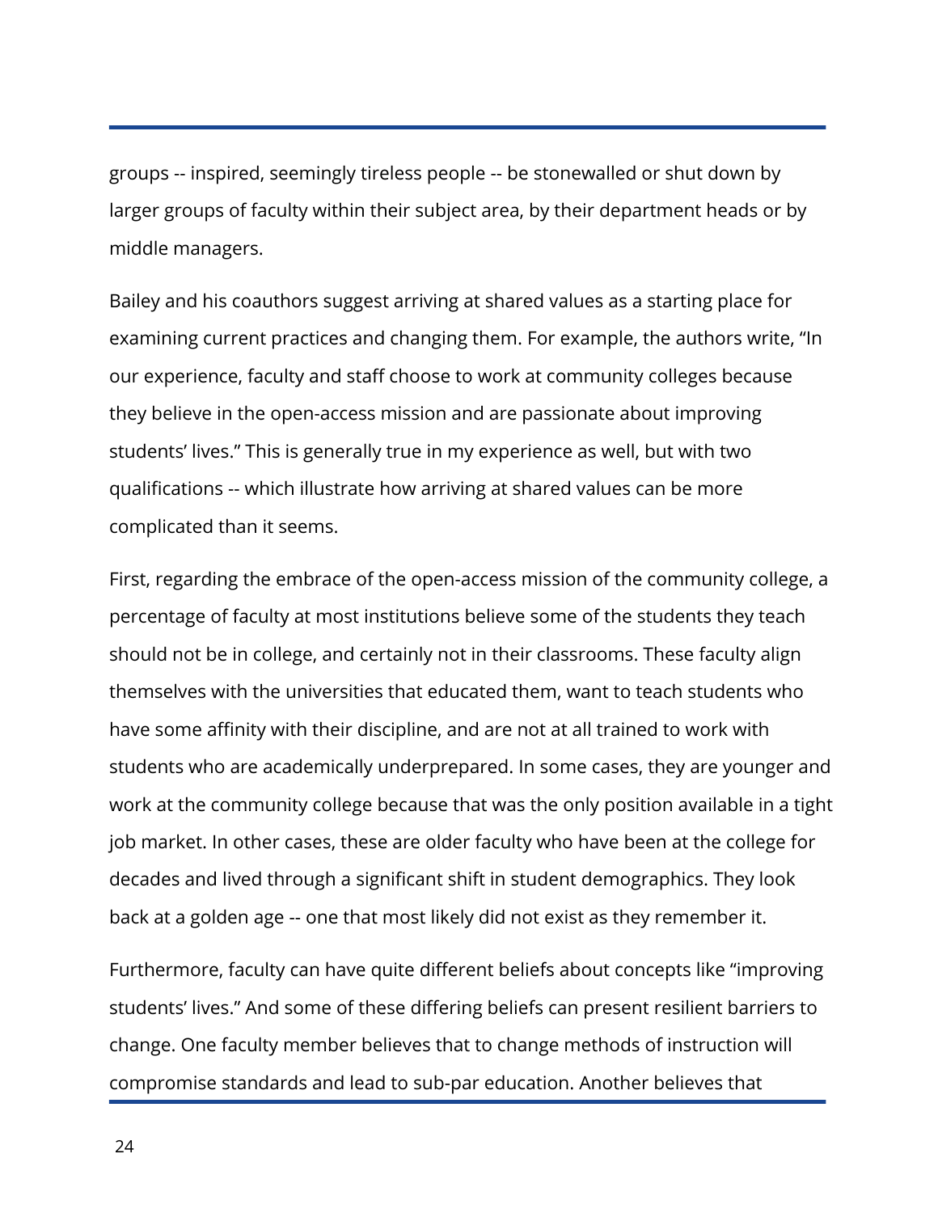groups -- inspired, seemingly tireless people -- be stonewalled or shut down by larger groups of faculty within their subject area, by their department heads or by middle managers.

Bailey and his coauthors suggest arriving at shared values as a starting place for examining current practices and changing them. For example, the authors write, “In our experience, faculty and staff choose to work at community colleges because they believe in the open-access mission and are passionate about improving students’ lives.” This is generally true in my experience as well, but with two qualifications -- which illustrate how arriving at shared values can be more complicated than it seems.

First, regarding the embrace of the open-access mission of the community college, a percentage of faculty at most institutions believe some of the students they teach should not be in college, and certainly not in their classrooms. These faculty align themselves with the universities that educated them, want to teach students who have some affinity with their discipline, and are not at all trained to work with students who are academically underprepared. In some cases, they are younger and work at the community college because that was the only position available in a tight job market. In other cases, these are older faculty who have been at the college for decades and lived through a significant shift in student demographics. They look back at a golden age -- one that most likely did not exist as they remember it.

Furthermore, faculty can have quite different beliefs about concepts like “improving students’ lives.” And some of these differing beliefs can present resilient barriers to change. One faculty member believes that to change methods of instruction will compromise standards and lead to sub-par education. Another believes that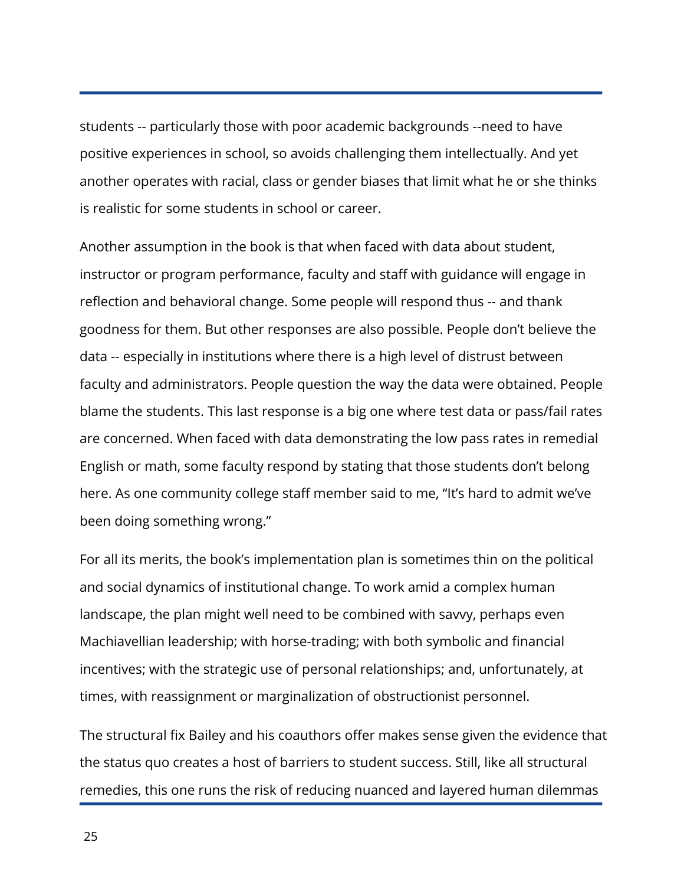students -- particularly those with poor academic backgrounds --need to have positive experiences in school, so avoids challenging them intellectually. And yet another operates with racial, class or gender biases that limit what he or she thinks is realistic for some students in school or career.

Another assumption in the book is that when faced with data about student, instructor or program performance, faculty and staff with guidance will engage in reflection and behavioral change. Some people will respond thus -- and thank goodness for them. But other responses are also possible. People don't believe the data -- especially in institutions where there is a high level of distrust between faculty and administrators. People question the way the data were obtained. People blame the students. This last response is a big one where test data or pass/fail rates are concerned. When faced with data demonstrating the low pass rates in remedial English or math, some faculty respond by stating that those students don't belong here. As one community college staff member said to me, "It's hard to admit we've been doing something wrong."

For all its merits, the book's implementation plan is sometimes thin on the political and social dynamics of institutional change. To work amid a complex human landscape, the plan might well need to be combined with savvy, perhaps even Machiavellian leadership; with horse-trading; with both symbolic and financial incentives; with the strategic use of personal relationships; and, unfortunately, at times, with reassignment or marginalization of obstructionist personnel.

The structural fix Bailey and his coauthors offer makes sense given the evidence that the status quo creates a host of barriers to student success. Still, like all structural remedies, this one runs the risk of reducing nuanced and layered human dilemmas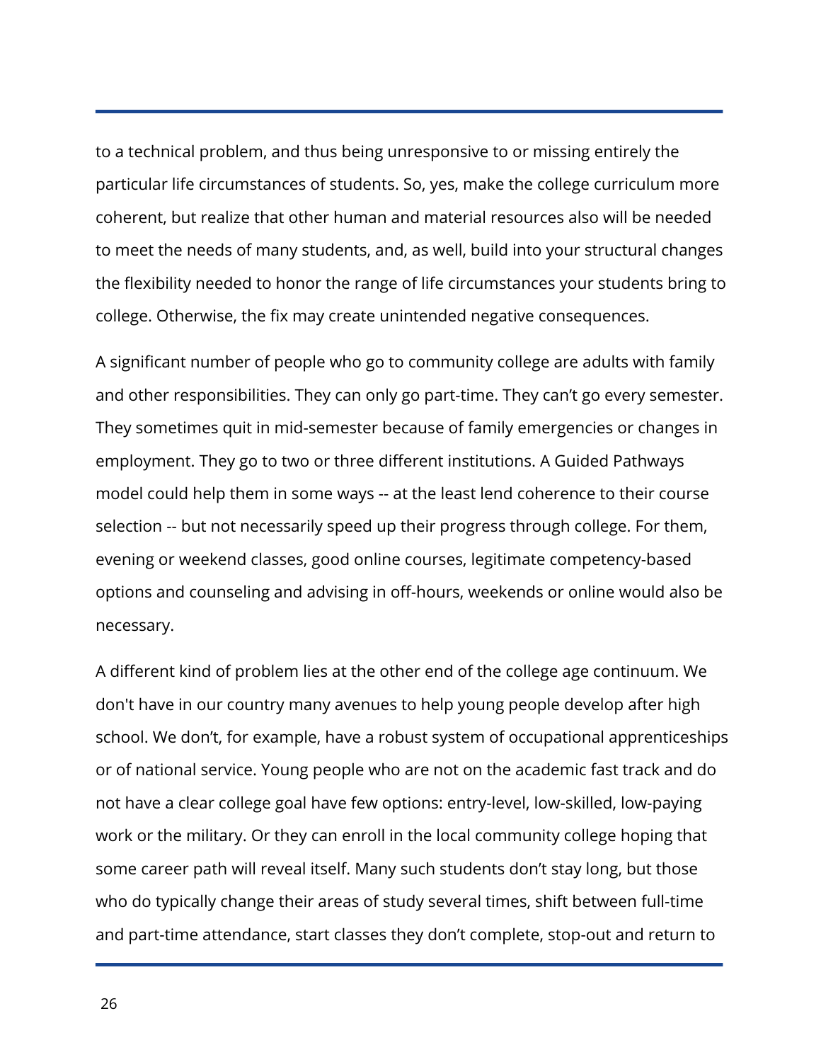to a technical problem, and thus being unresponsive to or missing entirely the particular life circumstances of students. So, yes, make the college curriculum more coherent, but realize that other human and material resources also will be needed to meet the needs of many students, and, as well, build into your structural changes the flexibility needed to honor the range of life circumstances your students bring to college. Otherwise, the fix may create unintended negative consequences.

A significant number of people who go to community college are adults with family and other responsibilities. They can only go part-time. They can't go every semester. They sometimes quit in mid-semester because of family emergencies or changes in employment. They go to two or three different institutions. A Guided Pathways model could help them in some ways -- at the least lend coherence to their course selection -- but not necessarily speed up their progress through college. For them, evening or weekend classes, good online courses, legitimate competency-based options and counseling and advising in off-hours, weekends or online would also be necessary.

A different kind of problem lies at the other end of the college age continuum. We don't have in our country many avenues to help young people develop after high school. We don't, for example, have a robust system of occupational apprenticeships or of national service. Young people who are not on the academic fast track and do not have a clear college goal have few options: entry-level, low-skilled, low-paying work or the military. Or they can enroll in the local community college hoping that some career path will reveal itself. Many such students don't stay long, but those who do typically change their areas of study several times, shift between full-time and part-time attendance, start classes they don't complete, stop-out and return to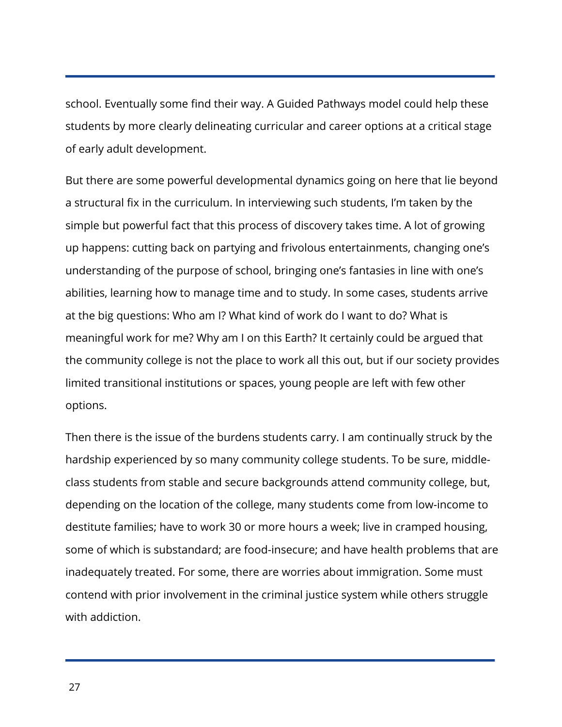school. Eventually some find their way. A Guided Pathways model could help these students by more clearly delineating curricular and career options at a critical stage of early adult development.

But there are some powerful developmental dynamics going on here that lie beyond a structural fix in the curriculum. In interviewing such students, I'm taken by the simple but powerful fact that this process of discovery takes time. A lot of growing up happens: cutting back on partying and frivolous entertainments, changing one's understanding of the purpose of school, bringing one's fantasies in line with one's abilities, learning how to manage time and to study. In some cases, students arrive at the big questions: Who am I? What kind of work do I want to do? What is meaningful work for me? Why am I on this Earth? It certainly could be argued that the community college is not the place to work all this out, but if our society provides limited transitional institutions or spaces, young people are left with few other options.

Then there is the issue of the burdens students carry. I am continually struck by the hardship experienced by so many community college students. To be sure, middle-class students from stable and secure backgrounds attend community college, but, depending on the location of the college, many students come from low-income to destitute families; have to work 30 or more hours a week; live in cramped housing, some of which is substandard; are food-insecure; and have health problems that are inadequately treated. For some, there are worries about immigration. Some must contend with prior involvement in the criminal justice system while others struggle with addiction.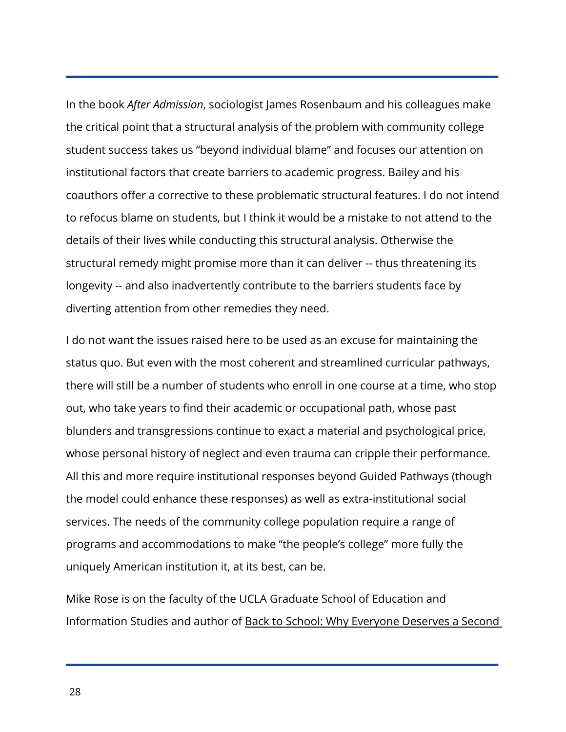In the book *After Admission*, sociologist James Rosenbaum and his colleagues make the critical point that a structural analysis of the problem with community college student success takes us "beyond individual blame" and focuses our attention on institutional factors that create barriers to academic progress. Bailey and his coauthors offer a corrective to these problematic structural features. I do not intend to refocus blame on students, but I think it would be a mistake to not attend to the details of their lives while conducting this structural analysis. Otherwise the structural remedy might promise more than it can deliver -- thus threatening its longevity -- and also inadvertently contribute to the barriers students face by diverting attention from other remedies they need.

I do not want the issues raised here to be used as an excuse for maintaining the status quo. But even with the most coherent and streamlined curricular pathways, there will still be a number of students who enroll in one course at a time, who stop out, who take years to find their academic or occupational path, whose past blunders and transgressions continue to exact a material and psychological price, whose personal history of neglect and even trauma can cripple their performance. All this and more require institutional responses beyond Guided Pathways (though the model could enhance these responses) as well as extra-institutional social services. The needs of the community college population require a range of programs and accommodations to make "the people's college" more fully the uniquely American institution it, at its best, can be.

Mike Rose is on the faculty of the UCLA Graduate School of Education and Information Studies and author of Back to School: Why Everyone Deserves a Second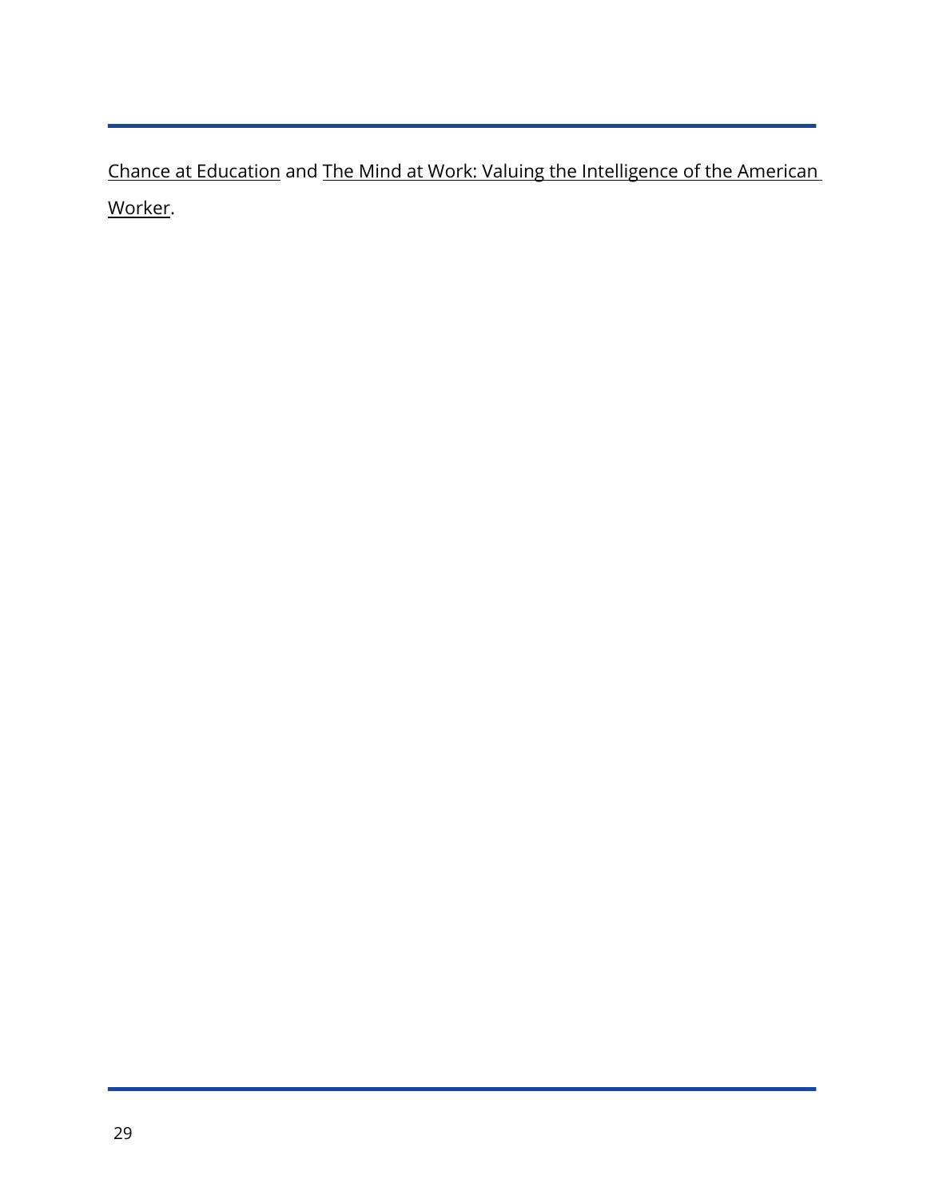Chance at Education and The Mind at Work: Valuing the Intelligence of the American Worker.